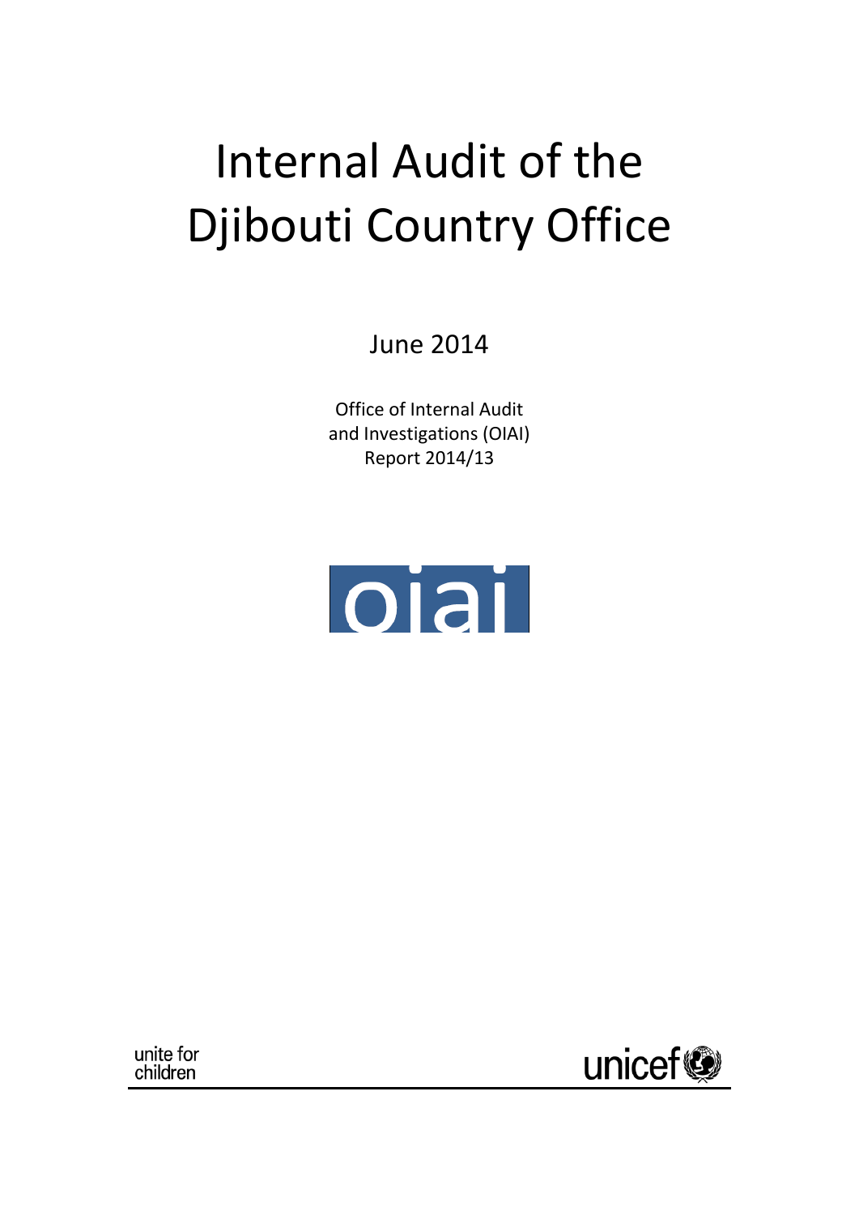# Internal Audit of the Djibouti Country Office

June 2014

Office of Internal Audit and Investigations (OIAI)
Report 2014/13

oiai

unite for children

unicef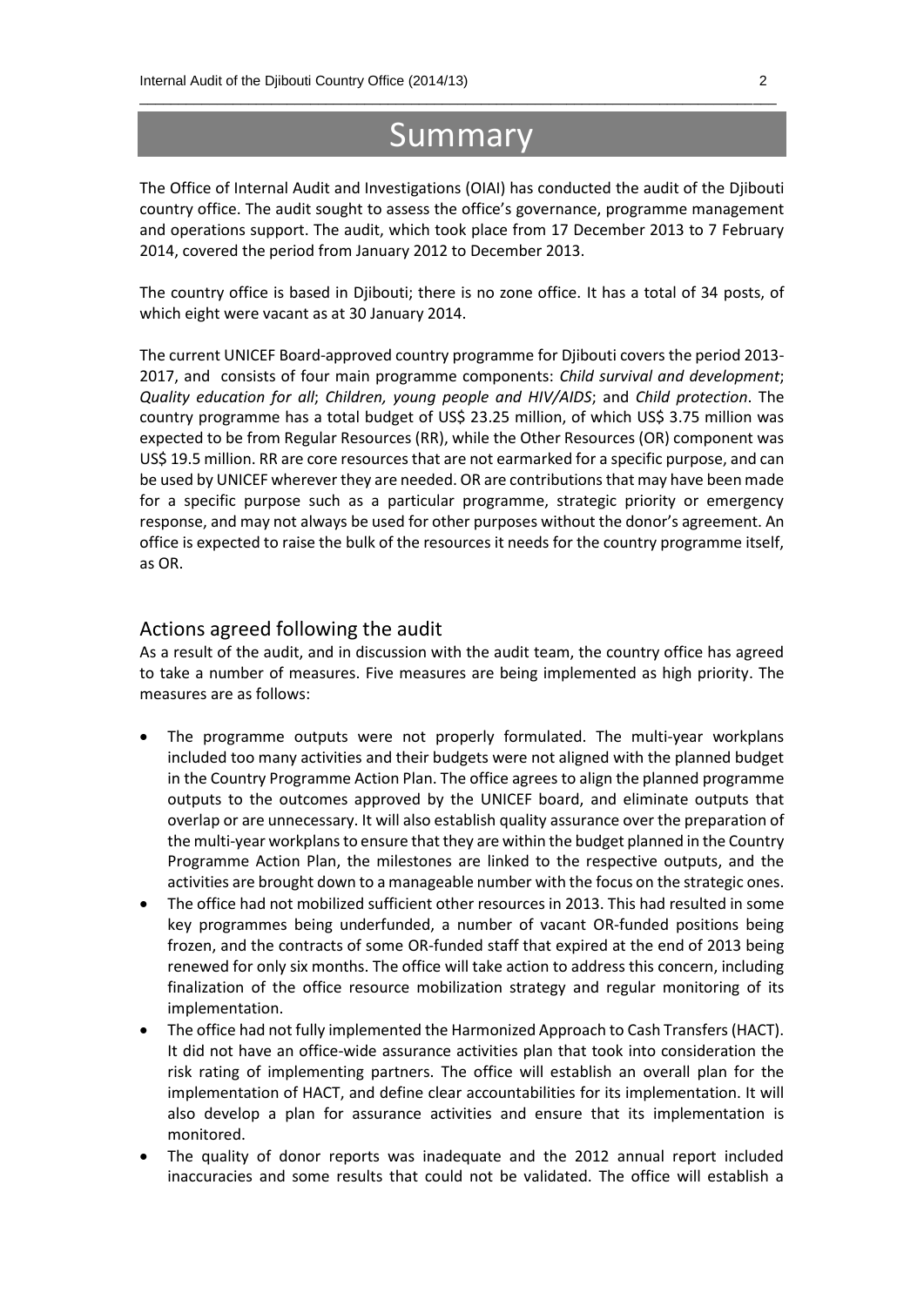# Summary

The Office of Internal Audit and Investigations (OIAI) has conducted the audit of the Djibouti country office. The audit sought to assess the office's governance, programme management and operations support. The audit, which took place from 17 December 2013 to 7 February 2014, covered the period from January 2012 to December 2013.

The country office is based in Djibouti; there is no zone office. It has a total of 34 posts, of which eight were vacant as at 30 January 2014.

The current UNICEF Board-approved country programme for Djibouti covers the period 2013-2017, and consists of four main programme components: *Child survival and development*; *Quality education for all*; *Children, young people and HIV/AIDS*; and *Child protection*. The country programme has a total budget of US$ 23.25 million, of which US$ 3.75 million was expected to be from Regular Resources (RR), while the Other Resources (OR) component was US$ 19.5 million. RR are core resources that are not earmarked for a specific purpose, and can be used by UNICEF wherever they are needed. OR are contributions that may have been made for a specific purpose such as a particular programme, strategic priority or emergency response, and may not always be used for other purposes without the donor's agreement. An office is expected to raise the bulk of the resources it needs for the country programme itself, as OR.

## Actions agreed following the audit

As a result of the audit, and in discussion with the audit team, the country office has agreed to take a number of measures. Five measures are being implemented as high priority. The measures are as follows:

- The programme outputs were not properly formulated. The multi-year workplans included too many activities and their budgets were not aligned with the planned budget in the Country Programme Action Plan. The office agrees to align the planned programme outputs to the outcomes approved by the UNICEF board, and eliminate outputs that overlap or are unnecessary. It will also establish quality assurance over the preparation of the multi-year workplans to ensure that they are within the budget planned in the Country Programme Action Plan, the milestones are linked to the respective outputs, and the activities are brought down to a manageable number with the focus on the strategic ones.
- The office had not mobilized sufficient other resources in 2013. This had resulted in some key programmes being underfunded, a number of vacant OR-funded positions being frozen, and the contracts of some OR-funded staff that expired at the end of 2013 being renewed for only six months. The office will take action to address this concern, including finalization of the office resource mobilization strategy and regular monitoring of its implementation.
- The office had not fully implemented the Harmonized Approach to Cash Transfers (HACT). It did not have an office-wide assurance activities plan that took into consideration the risk rating of implementing partners. The office will establish an overall plan for the implementation of HACT, and define clear accountabilities for its implementation. It will also develop a plan for assurance activities and ensure that its implementation is monitored.
- The quality of donor reports was inadequate and the 2012 annual report included inaccuracies and some results that could not be validated. The office will establish a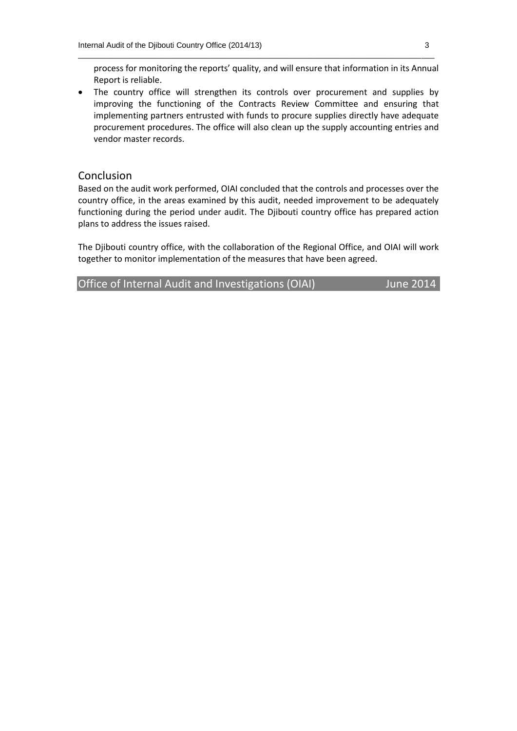process for monitoring the reports' quality, and will ensure that information in its Annual Report is reliable.

- The country office will strengthen its controls over procurement and supplies by improving the functioning of the Contracts Review Committee and ensuring that implementing partners entrusted with funds to procure supplies directly have adequate procurement procedures. The office will also clean up the supply accounting entries and vendor master records.

## Conclusion

Based on the audit work performed, OIAI concluded that the controls and processes over the country office, in the areas examined by this audit, needed improvement to be adequately functioning during the period under audit. The Djibouti country office has prepared action plans to address the issues raised.

The Djibouti country office, with the collaboration of the Regional Office, and OIAI will work together to monitor implementation of the measures that have been agreed.

Office of Internal Audit and Investigations (OIAI) June 2014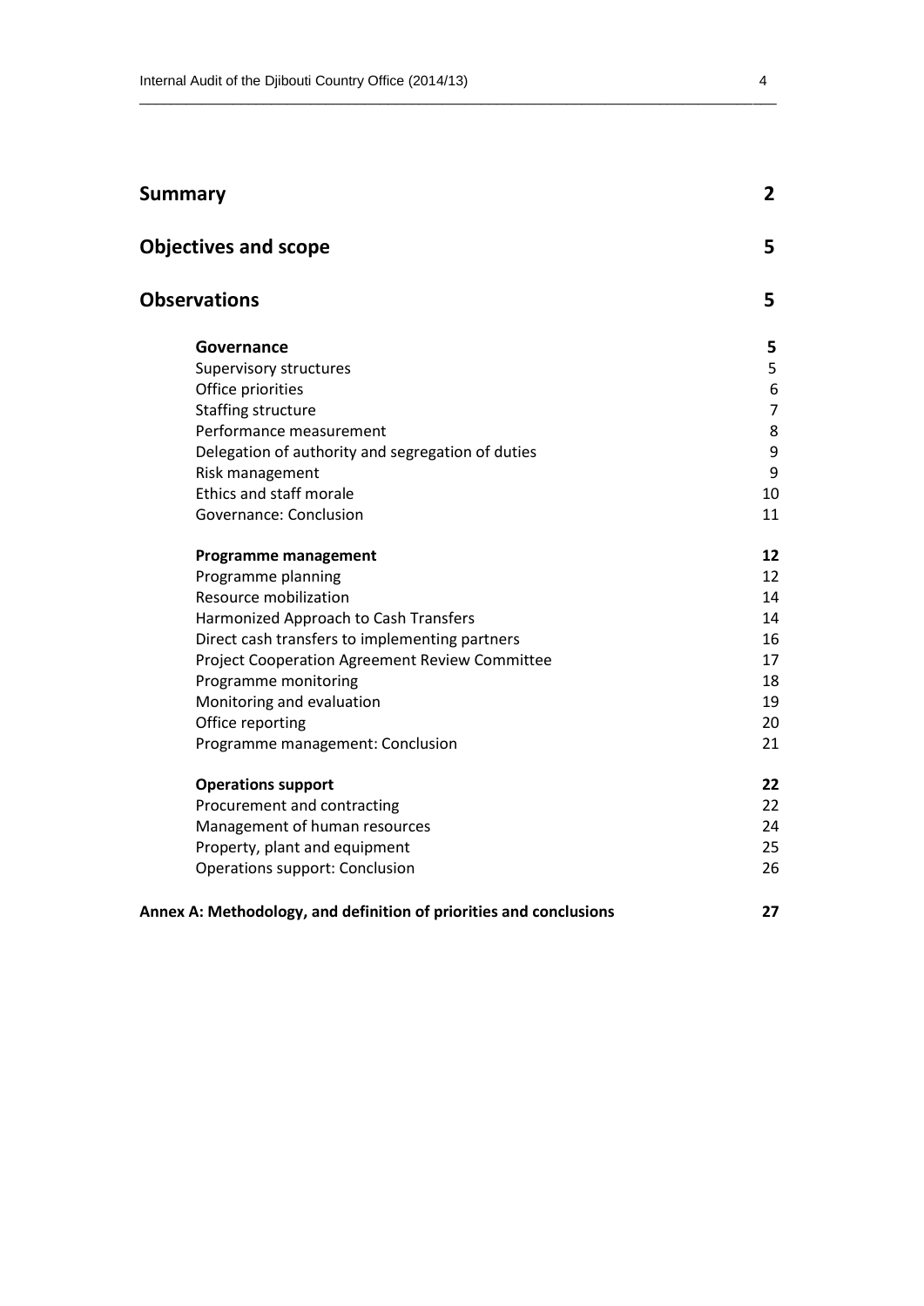| | |
|---|---|
| **Summary** | **2** |
| **Objectives and scope** | **5** |
| **Observations** | **5** |
| **Governance** | **5** |
| Supervisory structures | 5 |
| Office priorities | 6 |
| Staffing structure | 7 |
| Performance measurement | 8 |
| Delegation of authority and segregation of duties | 9 |
| Risk management | 9 |
| Ethics and staff morale | 10 |
| Governance: Conclusion | 11 |
| **Programme management** | **12** |
| Programme planning | 12 |
| Resource mobilization | 14 |
| Harmonized Approach to Cash Transfers | 14 |
| Direct cash transfers to implementing partners | 16 |
| Project Cooperation Agreement Review Committee | 17 |
| Programme monitoring | 18 |
| Monitoring and evaluation | 19 |
| Office reporting | 20 |
| Programme management: Conclusion | 21 |
| **Operations support** | **22** |
| Procurement and contracting | 22 |
| Management of human resources | 24 |
| Property, plant and equipment | 25 |
| Operations support: Conclusion | 26 |
| **Annex A: Methodology, and definition of priorities and conclusions** | **27** |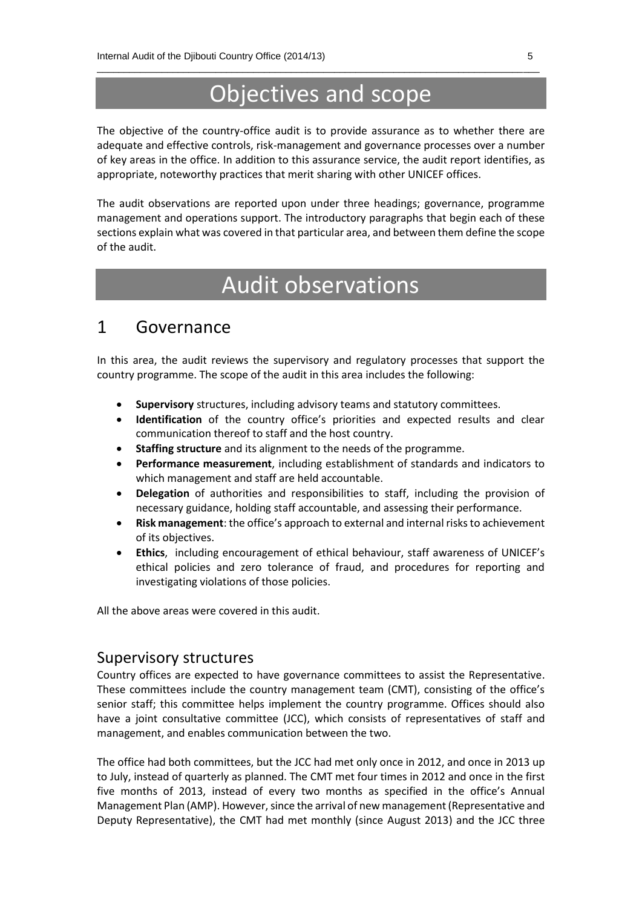# Objectives and scope

The objective of the country-office audit is to provide assurance as to whether there are adequate and effective controls, risk-management and governance processes over a number of key areas in the office. In addition to this assurance service, the audit report identifies, as appropriate, noteworthy practices that merit sharing with other UNICEF offices.

The audit observations are reported upon under three headings; governance, programme management and operations support. The introductory paragraphs that begin each of these sections explain what was covered in that particular area, and between them define the scope of the audit.

# Audit observations

## 1 Governance

In this area, the audit reviews the supervisory and regulatory processes that support the country programme. The scope of the audit in this area includes the following:

- **Supervisory** structures, including advisory teams and statutory committees.
- **Identification** of the country office's priorities and expected results and clear communication thereof to staff and the host country.
- **Staffing structure** and its alignment to the needs of the programme.
- **Performance measurement**, including establishment of standards and indicators to which management and staff are held accountable.
- **Delegation** of authorities and responsibilities to staff, including the provision of necessary guidance, holding staff accountable, and assessing their performance.
- **Risk management**: the office's approach to external and internal risks to achievement of its objectives.
- **Ethics**, including encouragement of ethical behaviour, staff awareness of UNICEF's ethical policies and zero tolerance of fraud, and procedures for reporting and investigating violations of those policies.

All the above areas were covered in this audit.

### Supervisory structures

Country offices are expected to have governance committees to assist the Representative. These committees include the country management team (CMT), consisting of the office's senior staff; this committee helps implement the country programme. Offices should also have a joint consultative committee (JCC), which consists of representatives of staff and management, and enables communication between the two.

The office had both committees, but the JCC had met only once in 2012, and once in 2013 up to July, instead of quarterly as planned. The CMT met four times in 2012 and once in the first five months of 2013, instead of every two months as specified in the office's Annual Management Plan (AMP). However, since the arrival of new management (Representative and Deputy Representative), the CMT had met monthly (since August 2013) and the JCC three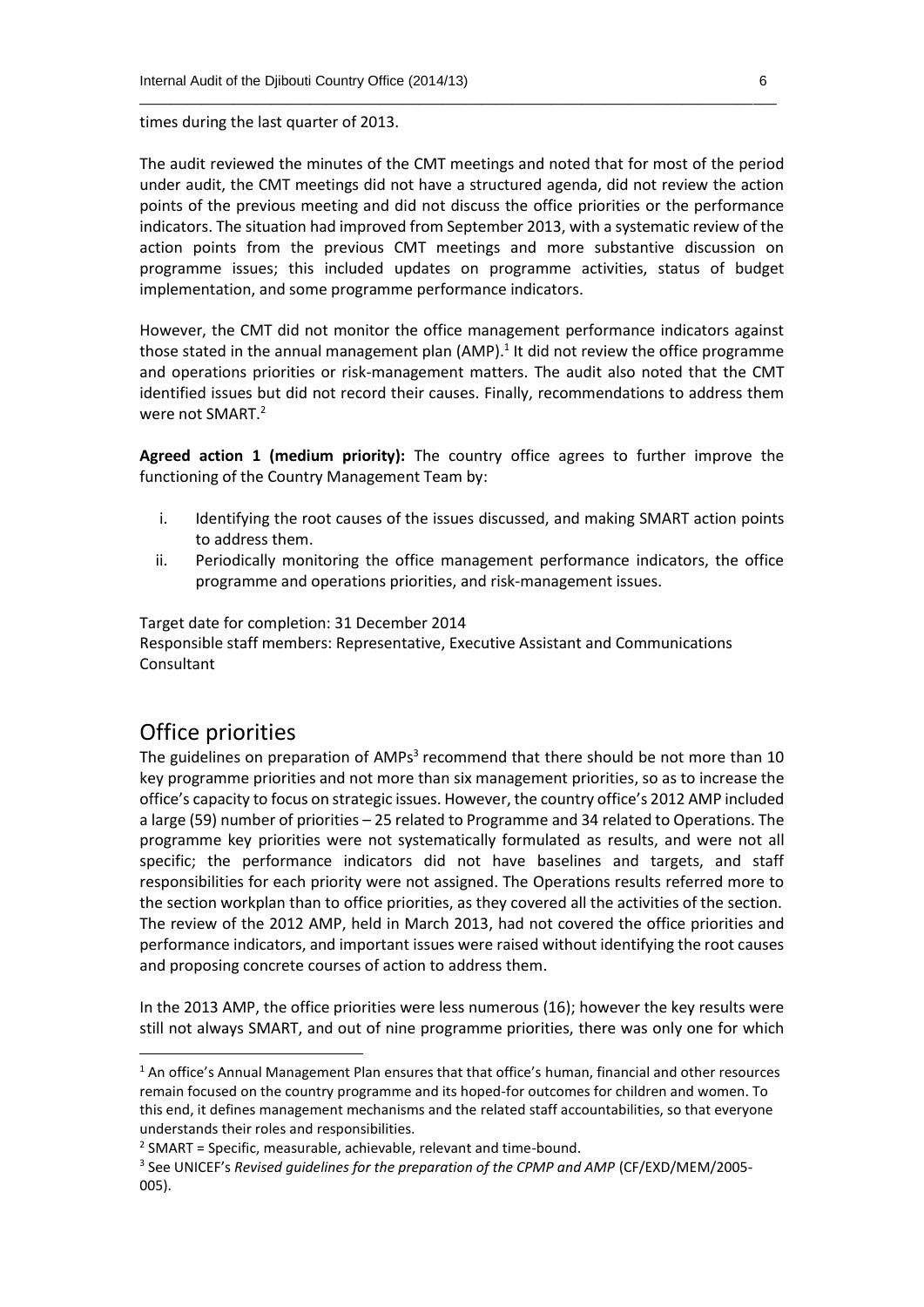times during the last quarter of 2013.

The audit reviewed the minutes of the CMT meetings and noted that for most of the period under audit, the CMT meetings did not have a structured agenda, did not review the action points of the previous meeting and did not discuss the office priorities or the performance indicators. The situation had improved from September 2013, with a systematic review of the action points from the previous CMT meetings and more substantive discussion on programme issues; this included updates on programme activities, status of budget implementation, and some programme performance indicators.

However, the CMT did not monitor the office management performance indicators against those stated in the annual management plan (AMP).[1] It did not review the office programme and operations priorities or risk-management matters. The audit also noted that the CMT identified issues but did not record their causes. Finally, recommendations to address them were not SMART.[2]

**Agreed action 1 (medium priority):** The country office agrees to further improve the functioning of the Country Management Team by:

i. Identifying the root causes of the issues discussed, and making SMART action points to address them.
ii. Periodically monitoring the office management performance indicators, the office programme and operations priorities, and risk-management issues.

Target date for completion: 31 December 2014
Responsible staff members: Representative, Executive Assistant and Communications Consultant

## Office priorities

The guidelines on preparation of AMPs[3] recommend that there should be not more than 10 key programme priorities and not more than six management priorities, so as to increase the office's capacity to focus on strategic issues. However, the country office's 2012 AMP included a large (59) number of priorities – 25 related to Programme and 34 related to Operations. The programme key priorities were not systematically formulated as results, and were not all specific; the performance indicators did not have baselines and targets, and staff responsibilities for each priority were not assigned. The Operations results referred more to the section workplan than to office priorities, as they covered all the activities of the section. The review of the 2012 AMP, held in March 2013, had not covered the office priorities and performance indicators, and important issues were raised without identifying the root causes and proposing concrete courses of action to address them.

In the 2013 AMP, the office priorities were less numerous (16); however the key results were still not always SMART, and out of nine programme priorities, there was only one for which

[1] An office's Annual Management Plan ensures that that office's human, financial and other resources remain focused on the country programme and its hoped-for outcomes for children and women. To this end, it defines management mechanisms and the related staff accountabilities, so that everyone understands their roles and responsibilities.

[2] SMART = Specific, measurable, achievable, relevant and time-bound.

[3] See UNICEF's *Revised guidelines for the preparation of the CPMP and AMP* (CF/EXD/MEM/2005-005).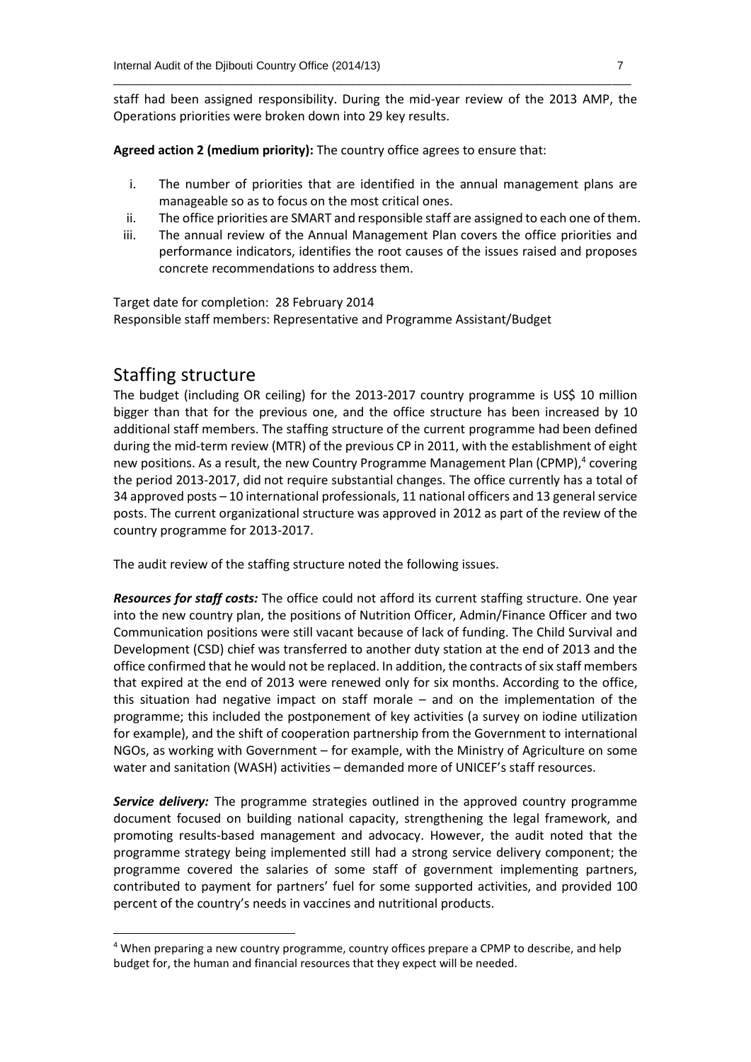staff had been assigned responsibility. During the mid-year review of the 2013 AMP, the Operations priorities were broken down into 29 key results.

**Agreed action 2 (medium priority):** The country office agrees to ensure that:

i. The number of priorities that are identified in the annual management plans are manageable so as to focus on the most critical ones.
ii. The office priorities are SMART and responsible staff are assigned to each one of them.
iii. The annual review of the Annual Management Plan covers the office priorities and performance indicators, identifies the root causes of the issues raised and proposes concrete recommendations to address them.

Target date for completion: 28 February 2014
Responsible staff members: Representative and Programme Assistant/Budget

## Staffing structure

The budget (including OR ceiling) for the 2013-2017 country programme is US$ 10 million bigger than that for the previous one, and the office structure has been increased by 10 additional staff members. The staffing structure of the current programme had been defined during the mid-term review (MTR) of the previous CP in 2011, with the establishment of eight new positions. As a result, the new Country Programme Management Plan (CPMP),[4] covering the period 2013-2017, did not require substantial changes. The office currently has a total of 34 approved posts – 10 international professionals, 11 national officers and 13 general service posts. The current organizational structure was approved in 2012 as part of the review of the country programme for 2013-2017.

The audit review of the staffing structure noted the following issues.

***Resources for staff costs:*** The office could not afford its current staffing structure. One year into the new country plan, the positions of Nutrition Officer, Admin/Finance Officer and two Communication positions were still vacant because of lack of funding. The Child Survival and Development (CSD) chief was transferred to another duty station at the end of 2013 and the office confirmed that he would not be replaced. In addition, the contracts of six staff members that expired at the end of 2013 were renewed only for six months. According to the office, this situation had negative impact on staff morale – and on the implementation of the programme; this included the postponement of key activities (a survey on iodine utilization for example), and the shift of cooperation partnership from the Government to international NGOs, as working with Government – for example, with the Ministry of Agriculture on some water and sanitation (WASH) activities – demanded more of UNICEF's staff resources.

***Service delivery:*** The programme strategies outlined in the approved country programme document focused on building national capacity, strengthening the legal framework, and promoting results-based management and advocacy. However, the audit noted that the programme strategy being implemented still had a strong service delivery component; the programme covered the salaries of some staff of government implementing partners, contributed to payment for partners' fuel for some supported activities, and provided 100 percent of the country's needs in vaccines and nutritional products.

[4] When preparing a new country programme, country offices prepare a CPMP to describe, and help budget for, the human and financial resources that they expect will be needed.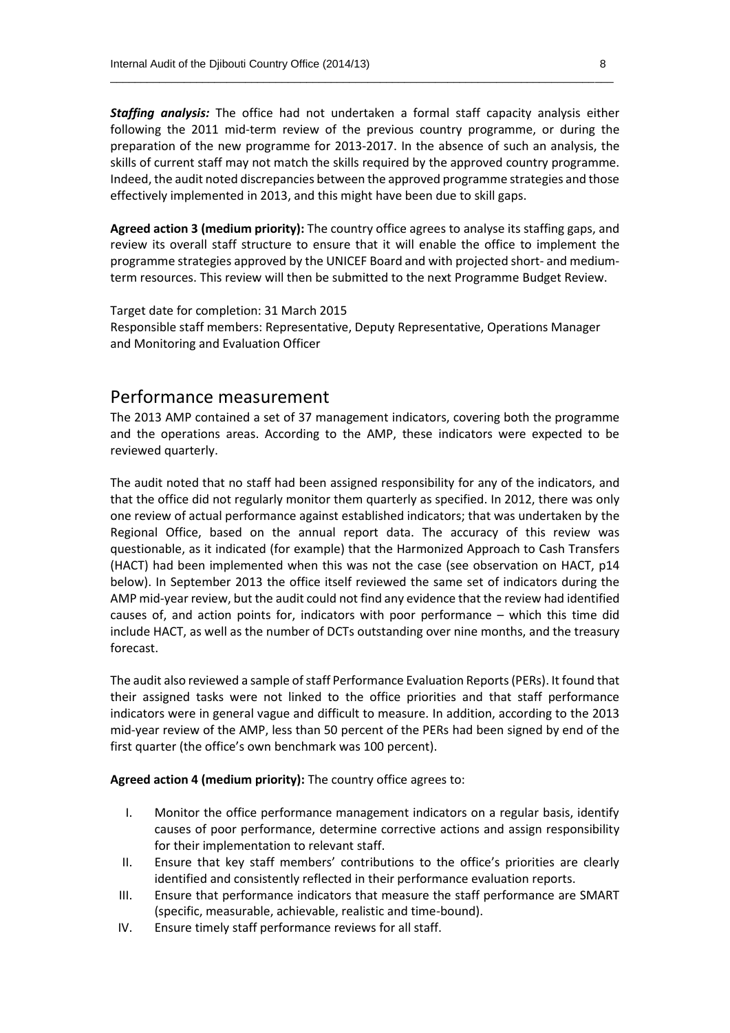***Staffing analysis:*** The office had not undertaken a formal staff capacity analysis either following the 2011 mid-term review of the previous country programme, or during the preparation of the new programme for 2013-2017. In the absence of such an analysis, the skills of current staff may not match the skills required by the approved country programme. Indeed, the audit noted discrepancies between the approved programme strategies and those effectively implemented in 2013, and this might have been due to skill gaps.

**Agreed action 3 (medium priority):** The country office agrees to analyse its staffing gaps, and review its overall staff structure to ensure that it will enable the office to implement the programme strategies approved by the UNICEF Board and with projected short- and medium-term resources. This review will then be submitted to the next Programme Budget Review.

Target date for completion: 31 March 2015
Responsible staff members: Representative, Deputy Representative, Operations Manager and Monitoring and Evaluation Officer

## Performance measurement

The 2013 AMP contained a set of 37 management indicators, covering both the programme and the operations areas. According to the AMP, these indicators were expected to be reviewed quarterly.

The audit noted that no staff had been assigned responsibility for any of the indicators, and that the office did not regularly monitor them quarterly as specified. In 2012, there was only one review of actual performance against established indicators; that was undertaken by the Regional Office, based on the annual report data. The accuracy of this review was questionable, as it indicated (for example) that the Harmonized Approach to Cash Transfers (HACT) had been implemented when this was not the case (see observation on HACT, p14 below). In September 2013 the office itself reviewed the same set of indicators during the AMP mid-year review, but the audit could not find any evidence that the review had identified causes of, and action points for, indicators with poor performance – which this time did include HACT, as well as the number of DCTs outstanding over nine months, and the treasury forecast.

The audit also reviewed a sample of staff Performance Evaluation Reports (PERs). It found that their assigned tasks were not linked to the office priorities and that staff performance indicators were in general vague and difficult to measure. In addition, according to the 2013 mid-year review of the AMP, less than 50 percent of the PERs had been signed by end of the first quarter (the office's own benchmark was 100 percent).

**Agreed action 4 (medium priority):** The country office agrees to:

I. Monitor the office performance management indicators on a regular basis, identify causes of poor performance, determine corrective actions and assign responsibility for their implementation to relevant staff.
II. Ensure that key staff members' contributions to the office's priorities are clearly identified and consistently reflected in their performance evaluation reports.
III. Ensure that performance indicators that measure the staff performance are SMART (specific, measurable, achievable, realistic and time-bound).
IV. Ensure timely staff performance reviews for all staff.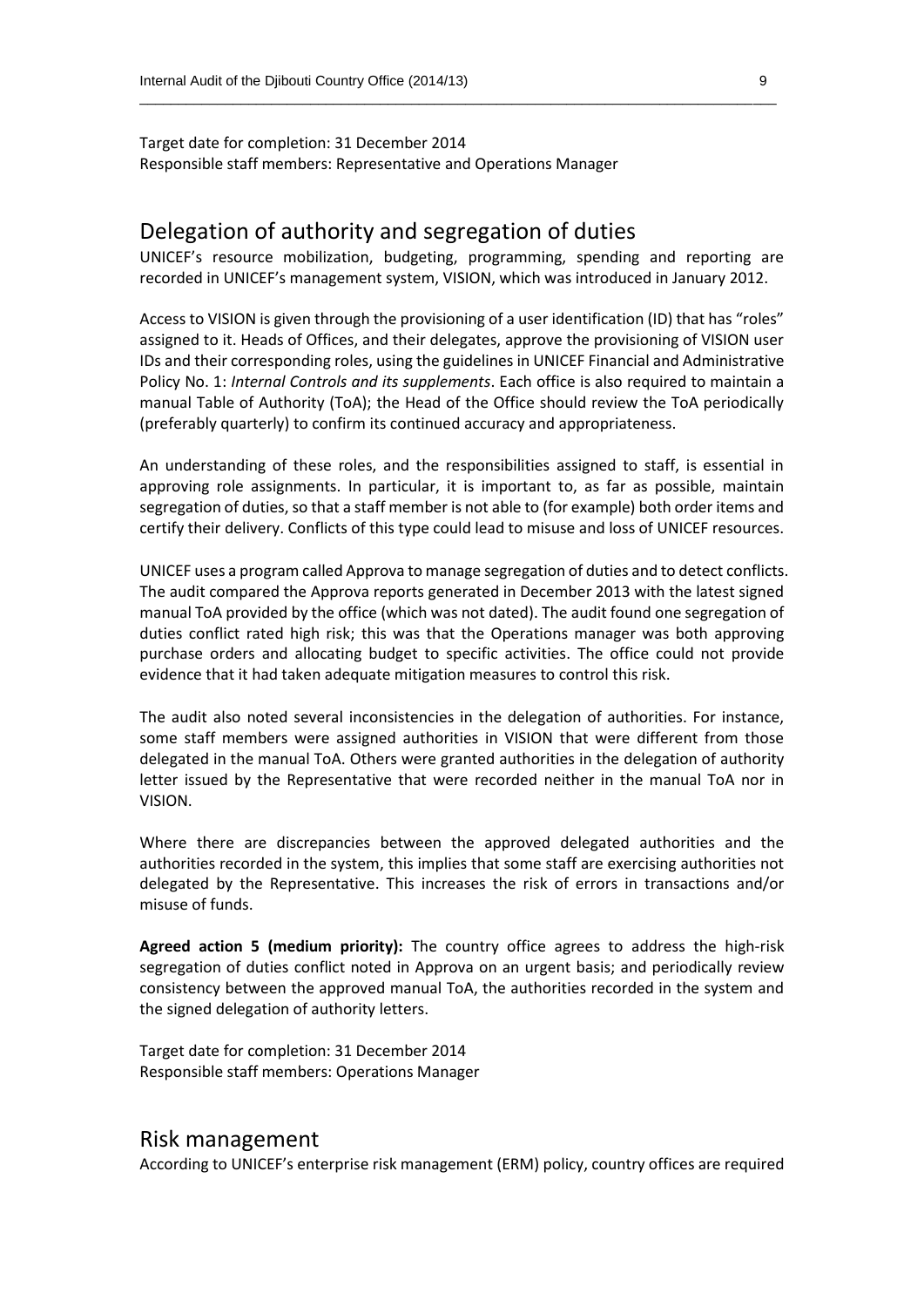Target date for completion: 31 December 2014
Responsible staff members: Representative and Operations Manager

## Delegation of authority and segregation of duties

UNICEF's resource mobilization, budgeting, programming, spending and reporting are recorded in UNICEF's management system, VISION, which was introduced in January 2012.

Access to VISION is given through the provisioning of a user identification (ID) that has "roles" assigned to it. Heads of Offices, and their delegates, approve the provisioning of VISION user IDs and their corresponding roles, using the guidelines in UNICEF Financial and Administrative Policy No. 1: *Internal Controls and its supplements*. Each office is also required to maintain a manual Table of Authority (ToA); the Head of the Office should review the ToA periodically (preferably quarterly) to confirm its continued accuracy and appropriateness.

An understanding of these roles, and the responsibilities assigned to staff, is essential in approving role assignments. In particular, it is important to, as far as possible, maintain segregation of duties, so that a staff member is not able to (for example) both order items and certify their delivery. Conflicts of this type could lead to misuse and loss of UNICEF resources.

UNICEF uses a program called Approva to manage segregation of duties and to detect conflicts. The audit compared the Approva reports generated in December 2013 with the latest signed manual ToA provided by the office (which was not dated). The audit found one segregation of duties conflict rated high risk; this was that the Operations manager was both approving purchase orders and allocating budget to specific activities. The office could not provide evidence that it had taken adequate mitigation measures to control this risk.

The audit also noted several inconsistencies in the delegation of authorities. For instance, some staff members were assigned authorities in VISION that were different from those delegated in the manual ToA. Others were granted authorities in the delegation of authority letter issued by the Representative that were recorded neither in the manual ToA nor in VISION.

Where there are discrepancies between the approved delegated authorities and the authorities recorded in the system, this implies that some staff are exercising authorities not delegated by the Representative. This increases the risk of errors in transactions and/or misuse of funds.

**Agreed action 5 (medium priority):** The country office agrees to address the high-risk segregation of duties conflict noted in Approva on an urgent basis; and periodically review consistency between the approved manual ToA, the authorities recorded in the system and the signed delegation of authority letters.

Target date for completion: 31 December 2014
Responsible staff members: Operations Manager

## Risk management

According to UNICEF's enterprise risk management (ERM) policy, country offices are required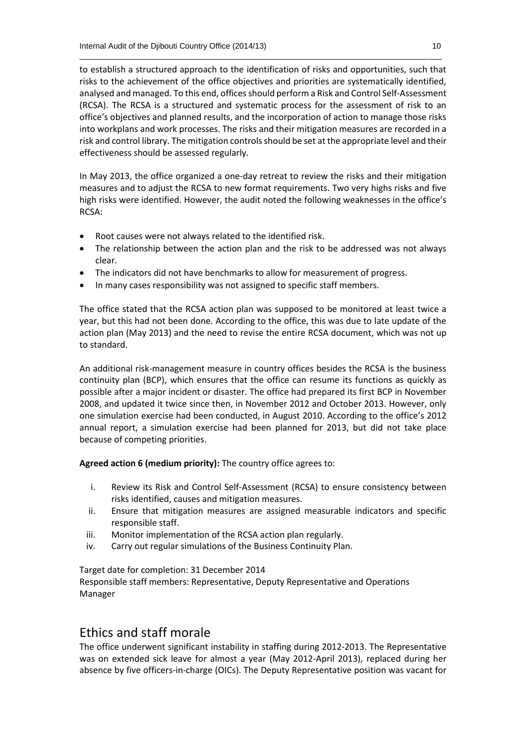to establish a structured approach to the identification of risks and opportunities, such that risks to the achievement of the office objectives and priorities are systematically identified, analysed and managed. To this end, offices should perform a Risk and Control Self-Assessment (RCSA). The RCSA is a structured and systematic process for the assessment of risk to an office's objectives and planned results, and the incorporation of action to manage those risks into workplans and work processes. The risks and their mitigation measures are recorded in a risk and control library. The mitigation controls should be set at the appropriate level and their effectiveness should be assessed regularly.

In May 2013, the office organized a one-day retreat to review the risks and their mitigation measures and to adjust the RCSA to new format requirements. Two very highs risks and five high risks were identified. However, the audit noted the following weaknesses in the office's RCSA:

- Root causes were not always related to the identified risk.
- The relationship between the action plan and the risk to be addressed was not always clear.
- The indicators did not have benchmarks to allow for measurement of progress.
- In many cases responsibility was not assigned to specific staff members.

The office stated that the RCSA action plan was supposed to be monitored at least twice a year, but this had not been done. According to the office, this was due to late update of the action plan (May 2013) and the need to revise the entire RCSA document, which was not up to standard.

An additional risk-management measure in country offices besides the RCSA is the business continuity plan (BCP), which ensures that the office can resume its functions as quickly as possible after a major incident or disaster. The office had prepared its first BCP in November 2008, and updated it twice since then, in November 2012 and October 2013. However, only one simulation exercise had been conducted, in August 2010. According to the office's 2012 annual report, a simulation exercise had been planned for 2013, but did not take place because of competing priorities.

**Agreed action 6 (medium priority):** The country office agrees to:

i. Review its Risk and Control Self-Assessment (RCSA) to ensure consistency between risks identified, causes and mitigation measures.
ii. Ensure that mitigation measures are assigned measurable indicators and specific responsible staff.
iii. Monitor implementation of the RCSA action plan regularly.
iv. Carry out regular simulations of the Business Continuity Plan.

Target date for completion: 31 December 2014
Responsible staff members: Representative, Deputy Representative and Operations Manager

## Ethics and staff morale

The office underwent significant instability in staffing during 2012-2013. The Representative was on extended sick leave for almost a year (May 2012-April 2013), replaced during her absence by five officers-in-charge (OICs). The Deputy Representative position was vacant for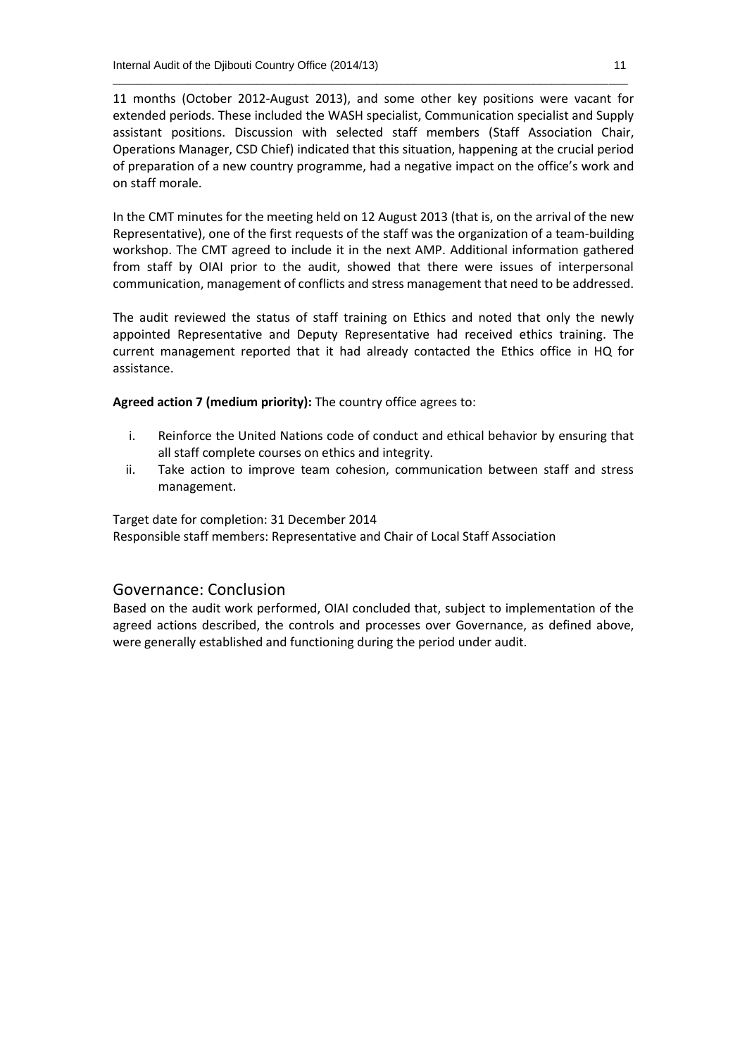11 months (October 2012-August 2013), and some other key positions were vacant for extended periods. These included the WASH specialist, Communication specialist and Supply assistant positions. Discussion with selected staff members (Staff Association Chair, Operations Manager, CSD Chief) indicated that this situation, happening at the crucial period of preparation of a new country programme, had a negative impact on the office's work and on staff morale.

In the CMT minutes for the meeting held on 12 August 2013 (that is, on the arrival of the new Representative), one of the first requests of the staff was the organization of a team-building workshop. The CMT agreed to include it in the next AMP. Additional information gathered from staff by OIAI prior to the audit, showed that there were issues of interpersonal communication, management of conflicts and stress management that need to be addressed.

The audit reviewed the status of staff training on Ethics and noted that only the newly appointed Representative and Deputy Representative had received ethics training. The current management reported that it had already contacted the Ethics office in HQ for assistance.

**Agreed action 7 (medium priority):** The country office agrees to:

i. Reinforce the United Nations code of conduct and ethical behavior by ensuring that all staff complete courses on ethics and integrity.
ii. Take action to improve team cohesion, communication between staff and stress management.

Target date for completion: 31 December 2014
Responsible staff members: Representative and Chair of Local Staff Association

## Governance: Conclusion

Based on the audit work performed, OIAI concluded that, subject to implementation of the agreed actions described, the controls and processes over Governance, as defined above, were generally established and functioning during the period under audit.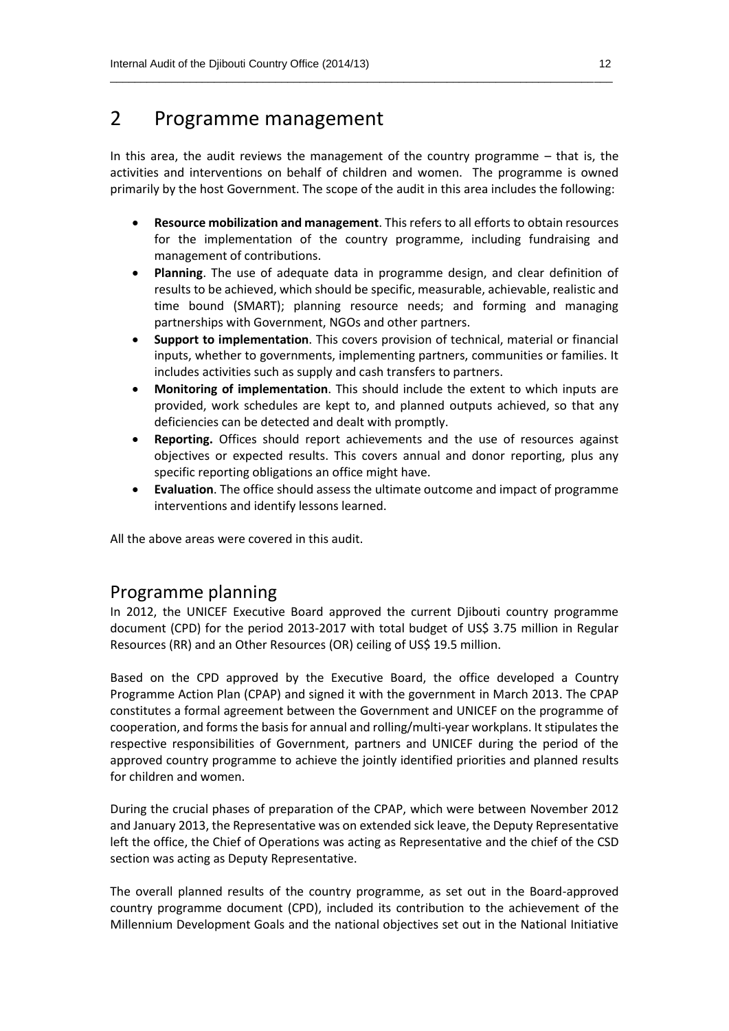# 2 Programme management

In this area, the audit reviews the management of the country programme – that is, the activities and interventions on behalf of children and women. The programme is owned primarily by the host Government. The scope of the audit in this area includes the following:

- **Resource mobilization and management**. This refers to all efforts to obtain resources for the implementation of the country programme, including fundraising and management of contributions.
- **Planning**. The use of adequate data in programme design, and clear definition of results to be achieved, which should be specific, measurable, achievable, realistic and time bound (SMART); planning resource needs; and forming and managing partnerships with Government, NGOs and other partners.
- **Support to implementation**. This covers provision of technical, material or financial inputs, whether to governments, implementing partners, communities or families. It includes activities such as supply and cash transfers to partners.
- **Monitoring of implementation**. This should include the extent to which inputs are provided, work schedules are kept to, and planned outputs achieved, so that any deficiencies can be detected and dealt with promptly.
- **Reporting.** Offices should report achievements and the use of resources against objectives or expected results. This covers annual and donor reporting, plus any specific reporting obligations an office might have.
- **Evaluation**. The office should assess the ultimate outcome and impact of programme interventions and identify lessons learned.

All the above areas were covered in this audit.

## Programme planning

In 2012, the UNICEF Executive Board approved the current Djibouti country programme document (CPD) for the period 2013-2017 with total budget of US$ 3.75 million in Regular Resources (RR) and an Other Resources (OR) ceiling of US$ 19.5 million.

Based on the CPD approved by the Executive Board, the office developed a Country Programme Action Plan (CPAP) and signed it with the government in March 2013. The CPAP constitutes a formal agreement between the Government and UNICEF on the programme of cooperation, and forms the basis for annual and rolling/multi-year workplans. It stipulates the respective responsibilities of Government, partners and UNICEF during the period of the approved country programme to achieve the jointly identified priorities and planned results for children and women.

During the crucial phases of preparation of the CPAP, which were between November 2012 and January 2013, the Representative was on extended sick leave, the Deputy Representative left the office, the Chief of Operations was acting as Representative and the chief of the CSD section was acting as Deputy Representative.

The overall planned results of the country programme, as set out in the Board-approved country programme document (CPD), included its contribution to the achievement of the Millennium Development Goals and the national objectives set out in the National Initiative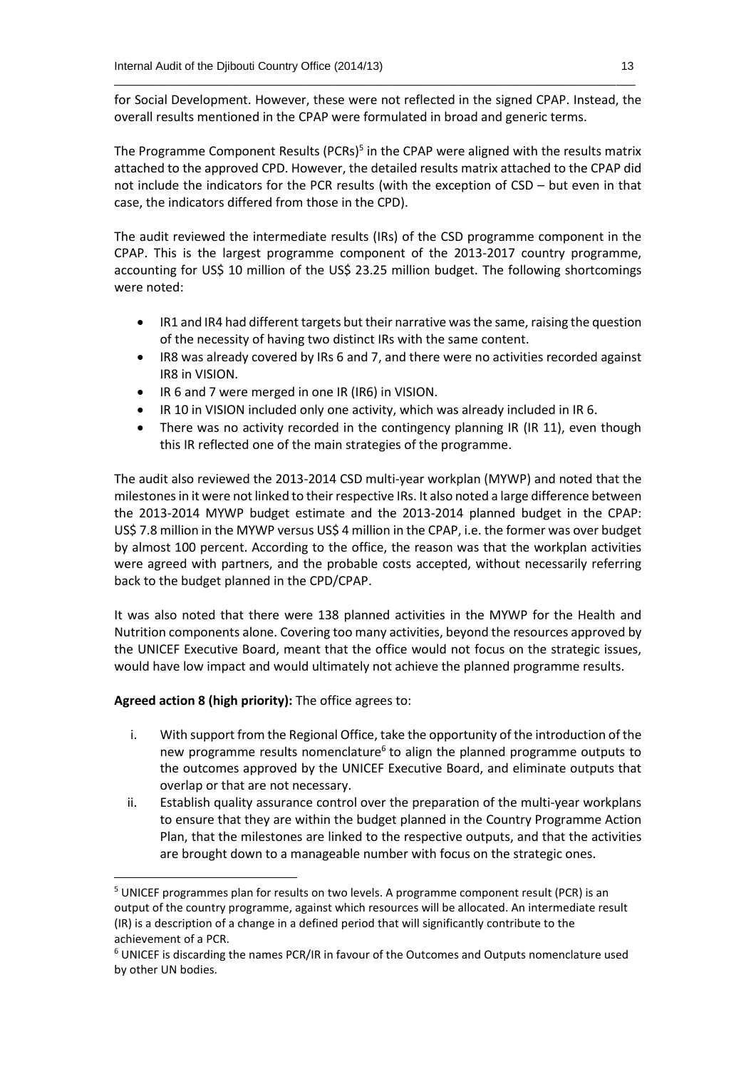for Social Development. However, these were not reflected in the signed CPAP. Instead, the overall results mentioned in the CPAP were formulated in broad and generic terms.

The Programme Component Results (PCRs)[5] in the CPAP were aligned with the results matrix attached to the approved CPD. However, the detailed results matrix attached to the CPAP did not include the indicators for the PCR results (with the exception of CSD – but even in that case, the indicators differed from those in the CPD).

The audit reviewed the intermediate results (IRs) of the CSD programme component in the CPAP. This is the largest programme component of the 2013-2017 country programme, accounting for US$ 10 million of the US$ 23.25 million budget. The following shortcomings were noted:

- IR1 and IR4 had different targets but their narrative was the same, raising the question of the necessity of having two distinct IRs with the same content.
- IR8 was already covered by IRs 6 and 7, and there were no activities recorded against IR8 in VISION.
- IR 6 and 7 were merged in one IR (IR6) in VISION.
- IR 10 in VISION included only one activity, which was already included in IR 6.
- There was no activity recorded in the contingency planning IR (IR 11), even though this IR reflected one of the main strategies of the programme.

The audit also reviewed the 2013-2014 CSD multi-year workplan (MYWP) and noted that the milestones in it were not linked to their respective IRs. It also noted a large difference between the 2013-2014 MYWP budget estimate and the 2013-2014 planned budget in the CPAP: US$ 7.8 million in the MYWP versus US$ 4 million in the CPAP, i.e. the former was over budget by almost 100 percent. According to the office, the reason was that the workplan activities were agreed with partners, and the probable costs accepted, without necessarily referring back to the budget planned in the CPD/CPAP.

It was also noted that there were 138 planned activities in the MYWP for the Health and Nutrition components alone. Covering too many activities, beyond the resources approved by the UNICEF Executive Board, meant that the office would not focus on the strategic issues, would have low impact and would ultimately not achieve the planned programme results.

**Agreed action 8 (high priority):** The office agrees to:

i. With support from the Regional Office, take the opportunity of the introduction of the new programme results nomenclature[6] to align the planned programme outputs to the outcomes approved by the UNICEF Executive Board, and eliminate outputs that overlap or that are not necessary.
ii. Establish quality assurance control over the preparation of the multi-year workplans to ensure that they are within the budget planned in the Country Programme Action Plan, that the milestones are linked to the respective outputs, and that the activities are brought down to a manageable number with focus on the strategic ones.

---

[5] UNICEF programmes plan for results on two levels. A programme component result (PCR) is an output of the country programme, against which resources will be allocated. An intermediate result (IR) is a description of a change in a defined period that will significantly contribute to the achievement of a PCR.

[6] UNICEF is discarding the names PCR/IR in favour of the Outcomes and Outputs nomenclature used by other UN bodies.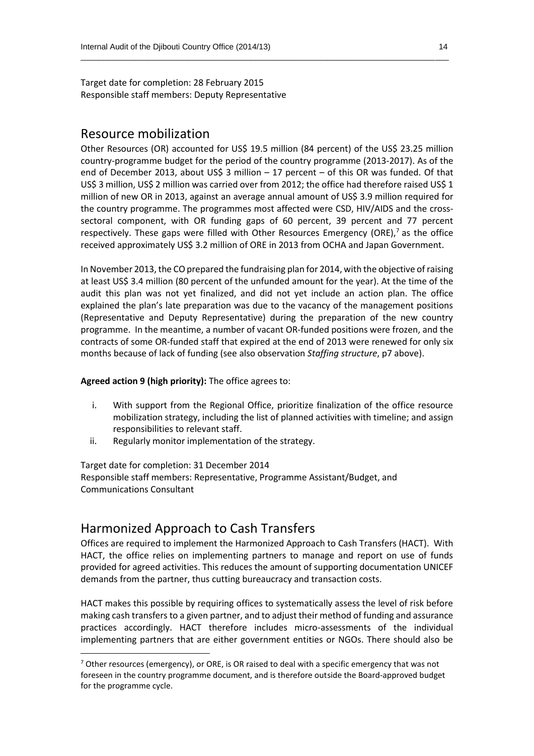Target date for completion: 28 February 2015
Responsible staff members: Deputy Representative

## Resource mobilization

Other Resources (OR) accounted for US$ 19.5 million (84 percent) of the US$ 23.25 million country-programme budget for the period of the country programme (2013-2017). As of the end of December 2013, about US$ 3 million – 17 percent – of this OR was funded. Of that US$ 3 million, US$ 2 million was carried over from 2012; the office had therefore raised US$ 1 million of new OR in 2013, against an average annual amount of US$ 3.9 million required for the country programme. The programmes most affected were CSD, HIV/AIDS and the cross-sectoral component, with OR funding gaps of 60 percent, 39 percent and 77 percent respectively. These gaps were filled with Other Resources Emergency (ORE),[7] as the office received approximately US$ 3.2 million of ORE in 2013 from OCHA and Japan Government.

In November 2013, the CO prepared the fundraising plan for 2014, with the objective of raising at least US$ 3.4 million (80 percent of the unfunded amount for the year). At the time of the audit this plan was not yet finalized, and did not yet include an action plan. The office explained the plan's late preparation was due to the vacancy of the management positions (Representative and Deputy Representative) during the preparation of the new country programme. In the meantime, a number of vacant OR-funded positions were frozen, and the contracts of some OR-funded staff that expired at the end of 2013 were renewed for only six months because of lack of funding (see also observation *Staffing structure*, p7 above).

**Agreed action 9 (high priority):** The office agrees to:

i. With support from the Regional Office, prioritize finalization of the office resource mobilization strategy, including the list of planned activities with timeline; and assign responsibilities to relevant staff.
ii. Regularly monitor implementation of the strategy.

Target date for completion: 31 December 2014
Responsible staff members: Representative, Programme Assistant/Budget, and Communications Consultant

## Harmonized Approach to Cash Transfers

Offices are required to implement the Harmonized Approach to Cash Transfers (HACT). With HACT, the office relies on implementing partners to manage and report on use of funds provided for agreed activities. This reduces the amount of supporting documentation UNICEF demands from the partner, thus cutting bureaucracy and transaction costs.

HACT makes this possible by requiring offices to systematically assess the level of risk before making cash transfers to a given partner, and to adjust their method of funding and assurance practices accordingly. HACT therefore includes micro-assessments of the individual implementing partners that are either government entities or NGOs. There should also be

[7] Other resources (emergency), or ORE, is OR raised to deal with a specific emergency that was not foreseen in the country programme document, and is therefore outside the Board-approved budget for the programme cycle.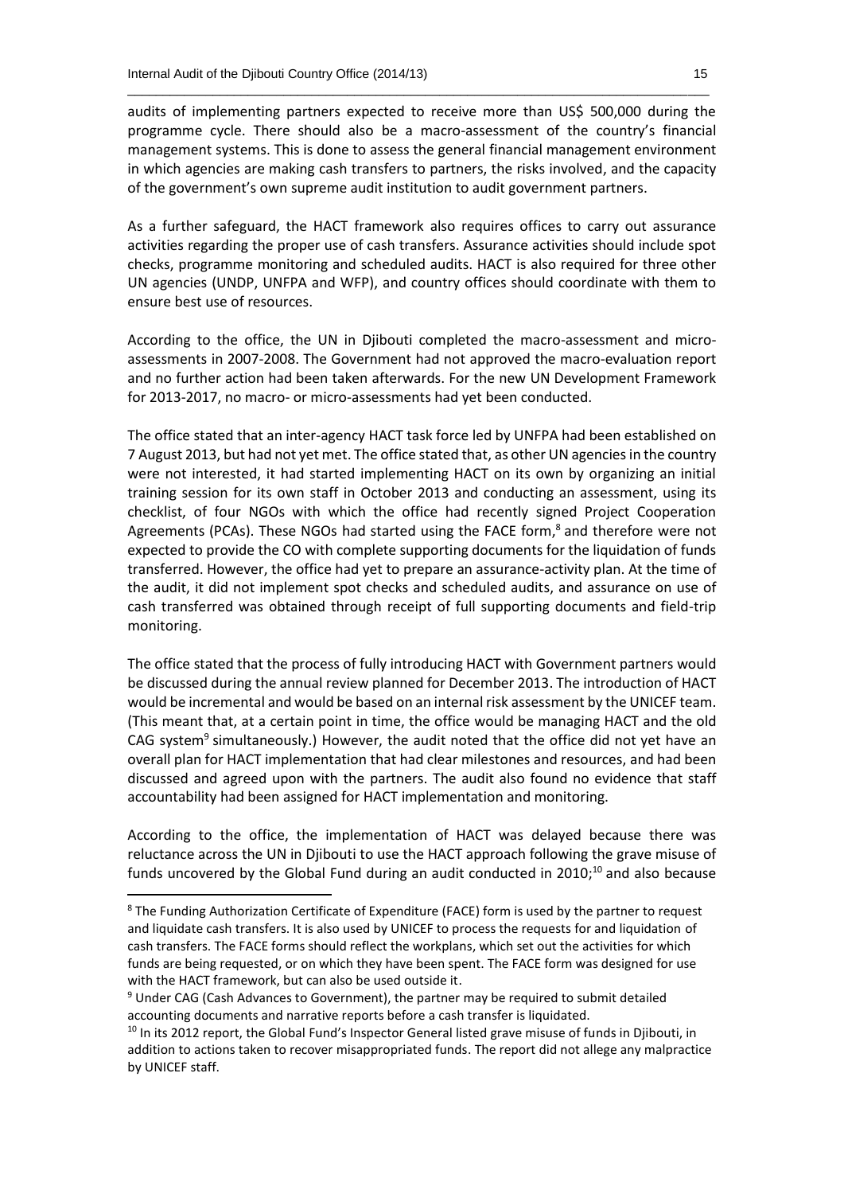audits of implementing partners expected to receive more than US$ 500,000 during the programme cycle. There should also be a macro-assessment of the country's financial management systems. This is done to assess the general financial management environment in which agencies are making cash transfers to partners, the risks involved, and the capacity of the government's own supreme audit institution to audit government partners.

As a further safeguard, the HACT framework also requires offices to carry out assurance activities regarding the proper use of cash transfers. Assurance activities should include spot checks, programme monitoring and scheduled audits. HACT is also required for three other UN agencies (UNDP, UNFPA and WFP), and country offices should coordinate with them to ensure best use of resources.

According to the office, the UN in Djibouti completed the macro-assessment and micro-assessments in 2007-2008. The Government had not approved the macro-evaluation report and no further action had been taken afterwards. For the new UN Development Framework for 2013-2017, no macro- or micro-assessments had yet been conducted.

The office stated that an inter-agency HACT task force led by UNFPA had been established on 7 August 2013, but had not yet met. The office stated that, as other UN agencies in the country were not interested, it had started implementing HACT on its own by organizing an initial training session for its own staff in October 2013 and conducting an assessment, using its checklist, of four NGOs with which the office had recently signed Project Cooperation Agreements (PCAs). These NGOs had started using the FACE form,[8] and therefore were not expected to provide the CO with complete supporting documents for the liquidation of funds transferred. However, the office had yet to prepare an assurance-activity plan. At the time of the audit, it did not implement spot checks and scheduled audits, and assurance on use of cash transferred was obtained through receipt of full supporting documents and field-trip monitoring.

The office stated that the process of fully introducing HACT with Government partners would be discussed during the annual review planned for December 2013. The introduction of HACT would be incremental and would be based on an internal risk assessment by the UNICEF team. (This meant that, at a certain point in time, the office would be managing HACT and the old CAG system[9] simultaneously.) However, the audit noted that the office did not yet have an overall plan for HACT implementation that had clear milestones and resources, and had been discussed and agreed upon with the partners. The audit also found no evidence that staff accountability had been assigned for HACT implementation and monitoring.

According to the office, the implementation of HACT was delayed because there was reluctance across the UN in Djibouti to use the HACT approach following the grave misuse of funds uncovered by the Global Fund during an audit conducted in 2010;[10] and also because

---

[8] The Funding Authorization Certificate of Expenditure (FACE) form is used by the partner to request and liquidate cash transfers. It is also used by UNICEF to process the requests for and liquidation of cash transfers. The FACE forms should reflect the workplans, which set out the activities for which funds are being requested, or on which they have been spent. The FACE form was designed for use with the HACT framework, but can also be used outside it.

[9] Under CAG (Cash Advances to Government), the partner may be required to submit detailed accounting documents and narrative reports before a cash transfer is liquidated.

[10] In its 2012 report, the Global Fund's Inspector General listed grave misuse of funds in Djibouti, in addition to actions taken to recover misappropriated funds. The report did not allege any malpractice by UNICEF staff.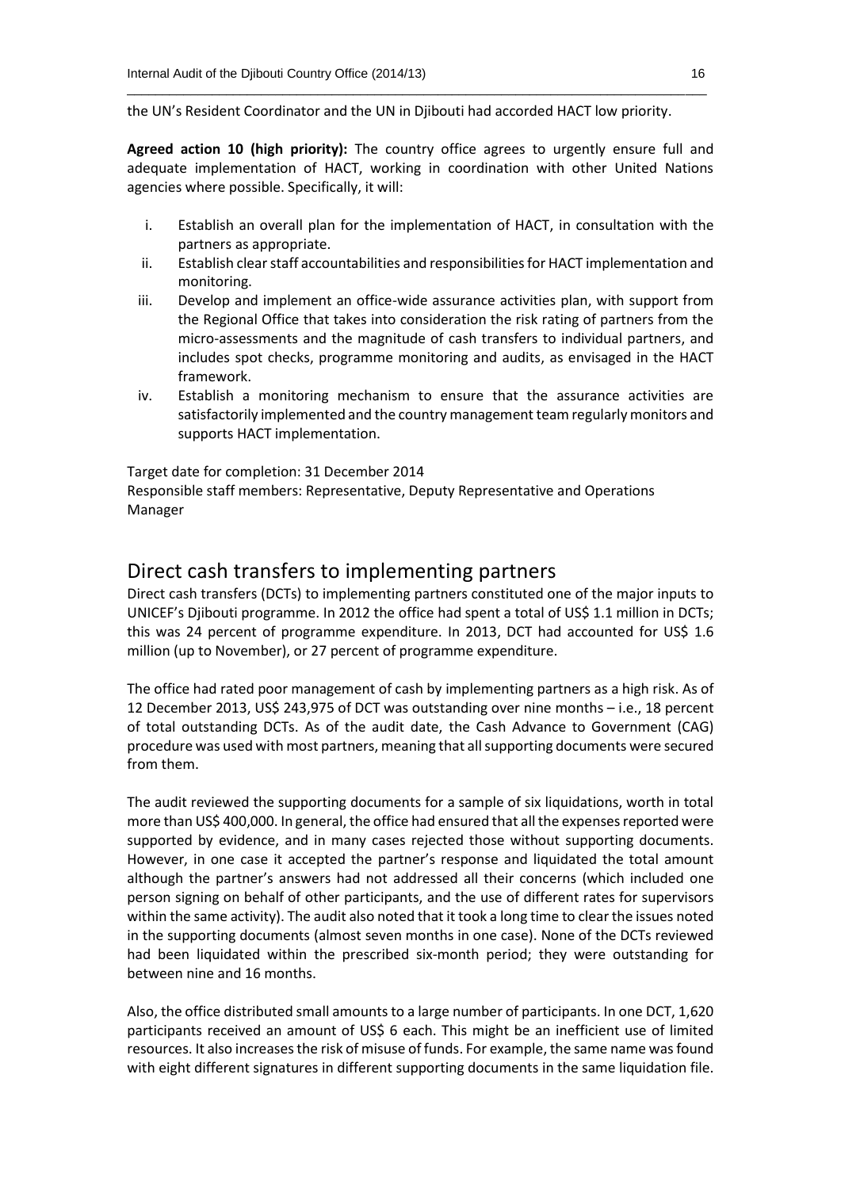the UN's Resident Coordinator and the UN in Djibouti had accorded HACT low priority.

**Agreed action 10 (high priority):** The country office agrees to urgently ensure full and adequate implementation of HACT, working in coordination with other United Nations agencies where possible. Specifically, it will:

i. Establish an overall plan for the implementation of HACT, in consultation with the partners as appropriate.
ii. Establish clear staff accountabilities and responsibilities for HACT implementation and monitoring.
iii. Develop and implement an office-wide assurance activities plan, with support from the Regional Office that takes into consideration the risk rating of partners from the micro-assessments and the magnitude of cash transfers to individual partners, and includes spot checks, programme monitoring and audits, as envisaged in the HACT framework.
iv. Establish a monitoring mechanism to ensure that the assurance activities are satisfactorily implemented and the country management team regularly monitors and supports HACT implementation.

Target date for completion: 31 December 2014
Responsible staff members: Representative, Deputy Representative and Operations Manager

## Direct cash transfers to implementing partners

Direct cash transfers (DCTs) to implementing partners constituted one of the major inputs to UNICEF's Djibouti programme. In 2012 the office had spent a total of US$ 1.1 million in DCTs; this was 24 percent of programme expenditure. In 2013, DCT had accounted for US$ 1.6 million (up to November), or 27 percent of programme expenditure.

The office had rated poor management of cash by implementing partners as a high risk. As of 12 December 2013, US$ 243,975 of DCT was outstanding over nine months – i.e., 18 percent of total outstanding DCTs. As of the audit date, the Cash Advance to Government (CAG) procedure was used with most partners, meaning that all supporting documents were secured from them.

The audit reviewed the supporting documents for a sample of six liquidations, worth in total more than US$ 400,000. In general, the office had ensured that all the expenses reported were supported by evidence, and in many cases rejected those without supporting documents. However, in one case it accepted the partner's response and liquidated the total amount although the partner's answers had not addressed all their concerns (which included one person signing on behalf of other participants, and the use of different rates for supervisors within the same activity). The audit also noted that it took a long time to clear the issues noted in the supporting documents (almost seven months in one case). None of the DCTs reviewed had been liquidated within the prescribed six-month period; they were outstanding for between nine and 16 months.

Also, the office distributed small amounts to a large number of participants. In one DCT, 1,620 participants received an amount of US$ 6 each. This might be an inefficient use of limited resources. It also increases the risk of misuse of funds. For example, the same name was found with eight different signatures in different supporting documents in the same liquidation file.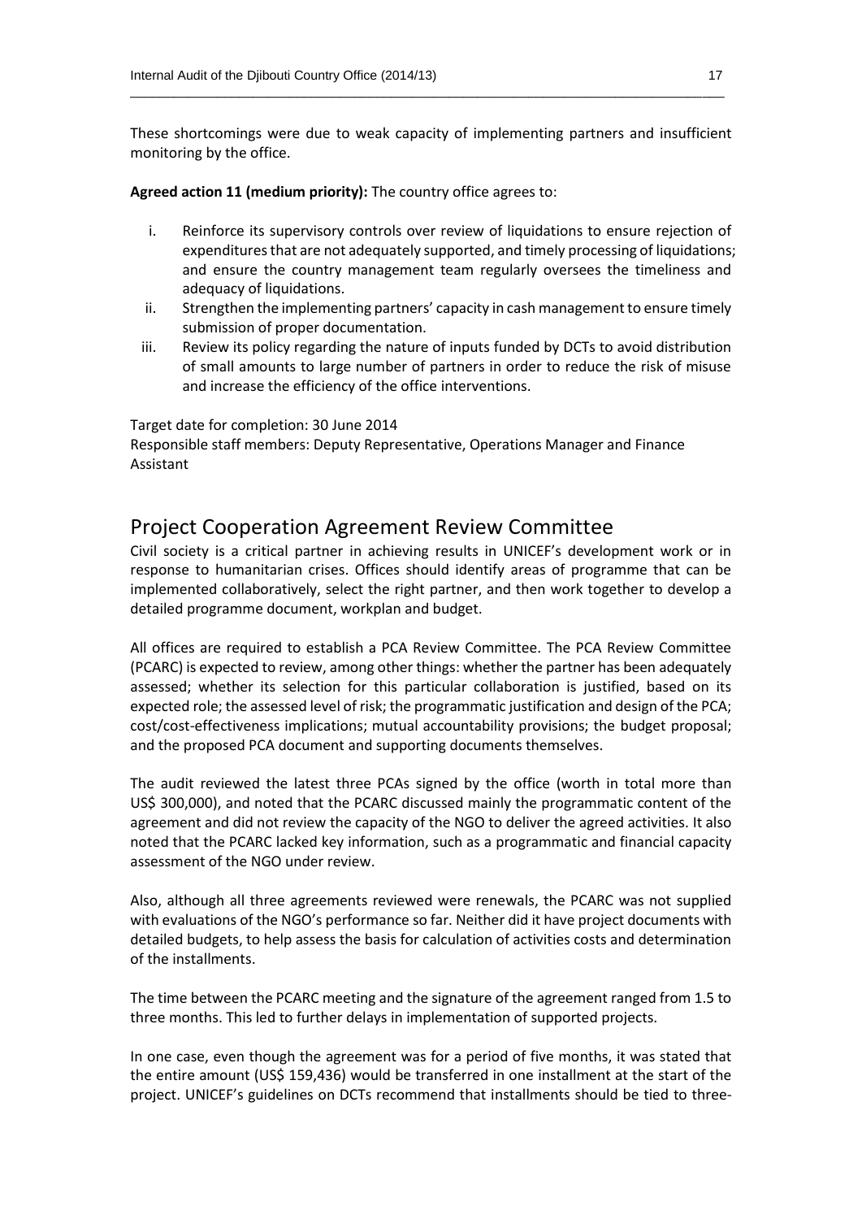These shortcomings were due to weak capacity of implementing partners and insufficient monitoring by the office.

**Agreed action 11 (medium priority):** The country office agrees to:

i. Reinforce its supervisory controls over review of liquidations to ensure rejection of expenditures that are not adequately supported, and timely processing of liquidations; and ensure the country management team regularly oversees the timeliness and adequacy of liquidations.
ii. Strengthen the implementing partners' capacity in cash management to ensure timely submission of proper documentation.
iii. Review its policy regarding the nature of inputs funded by DCTs to avoid distribution of small amounts to large number of partners in order to reduce the risk of misuse and increase the efficiency of the office interventions.

Target date for completion: 30 June 2014
Responsible staff members: Deputy Representative, Operations Manager and Finance Assistant

## Project Cooperation Agreement Review Committee

Civil society is a critical partner in achieving results in UNICEF's development work or in response to humanitarian crises. Offices should identify areas of programme that can be implemented collaboratively, select the right partner, and then work together to develop a detailed programme document, workplan and budget.

All offices are required to establish a PCA Review Committee. The PCA Review Committee (PCARC) is expected to review, among other things: whether the partner has been adequately assessed; whether its selection for this particular collaboration is justified, based on its expected role; the assessed level of risk; the programmatic justification and design of the PCA; cost/cost-effectiveness implications; mutual accountability provisions; the budget proposal; and the proposed PCA document and supporting documents themselves.

The audit reviewed the latest three PCAs signed by the office (worth in total more than US$ 300,000), and noted that the PCARC discussed mainly the programmatic content of the agreement and did not review the capacity of the NGO to deliver the agreed activities. It also noted that the PCARC lacked key information, such as a programmatic and financial capacity assessment of the NGO under review.

Also, although all three agreements reviewed were renewals, the PCARC was not supplied with evaluations of the NGO's performance so far. Neither did it have project documents with detailed budgets, to help assess the basis for calculation of activities costs and determination of the installments.

The time between the PCARC meeting and the signature of the agreement ranged from 1.5 to three months. This led to further delays in implementation of supported projects.

In one case, even though the agreement was for a period of five months, it was stated that the entire amount (US$ 159,436) would be transferred in one installment at the start of the project. UNICEF's guidelines on DCTs recommend that installments should be tied to three-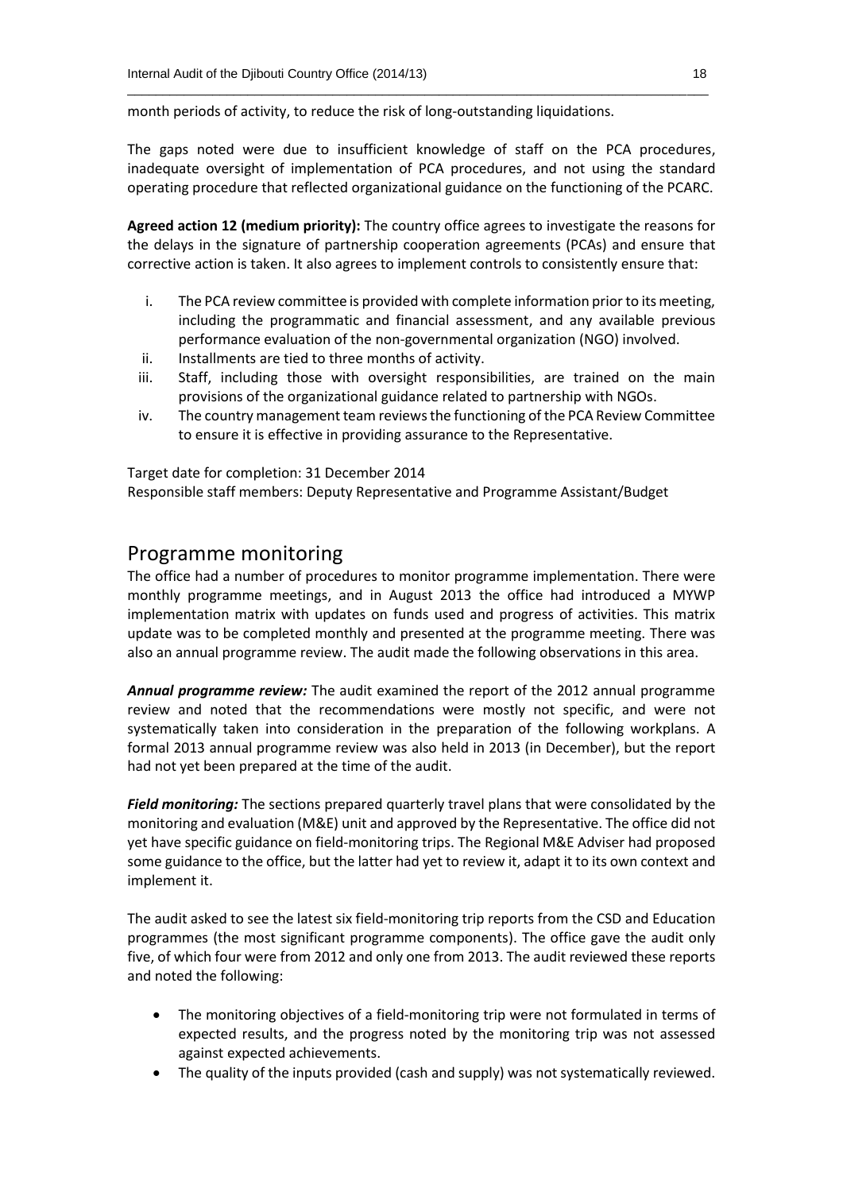month periods of activity, to reduce the risk of long-outstanding liquidations.

The gaps noted were due to insufficient knowledge of staff on the PCA procedures, inadequate oversight of implementation of PCA procedures, and not using the standard operating procedure that reflected organizational guidance on the functioning of the PCARC.

**Agreed action 12 (medium priority):** The country office agrees to investigate the reasons for the delays in the signature of partnership cooperation agreements (PCAs) and ensure that corrective action is taken. It also agrees to implement controls to consistently ensure that:

i. The PCA review committee is provided with complete information prior to its meeting, including the programmatic and financial assessment, and any available previous performance evaluation of the non-governmental organization (NGO) involved.
ii. Installments are tied to three months of activity.
iii. Staff, including those with oversight responsibilities, are trained on the main provisions of the organizational guidance related to partnership with NGOs.
iv. The country management team reviews the functioning of the PCA Review Committee to ensure it is effective in providing assurance to the Representative.

Target date for completion: 31 December 2014
Responsible staff members: Deputy Representative and Programme Assistant/Budget

## Programme monitoring

The office had a number of procedures to monitor programme implementation. There were monthly programme meetings, and in August 2013 the office had introduced a MYWP implementation matrix with updates on funds used and progress of activities. This matrix update was to be completed monthly and presented at the programme meeting. There was also an annual programme review. The audit made the following observations in this area.

***Annual programme review:*** The audit examined the report of the 2012 annual programme review and noted that the recommendations were mostly not specific, and were not systematically taken into consideration in the preparation of the following workplans. A formal 2013 annual programme review was also held in 2013 (in December), but the report had not yet been prepared at the time of the audit.

***Field monitoring:*** The sections prepared quarterly travel plans that were consolidated by the monitoring and evaluation (M&E) unit and approved by the Representative. The office did not yet have specific guidance on field-monitoring trips. The Regional M&E Adviser had proposed some guidance to the office, but the latter had yet to review it, adapt it to its own context and implement it.

The audit asked to see the latest six field-monitoring trip reports from the CSD and Education programmes (the most significant programme components). The office gave the audit only five, of which four were from 2012 and only one from 2013. The audit reviewed these reports and noted the following:

- The monitoring objectives of a field-monitoring trip were not formulated in terms of expected results, and the progress noted by the monitoring trip was not assessed against expected achievements.
- The quality of the inputs provided (cash and supply) was not systematically reviewed.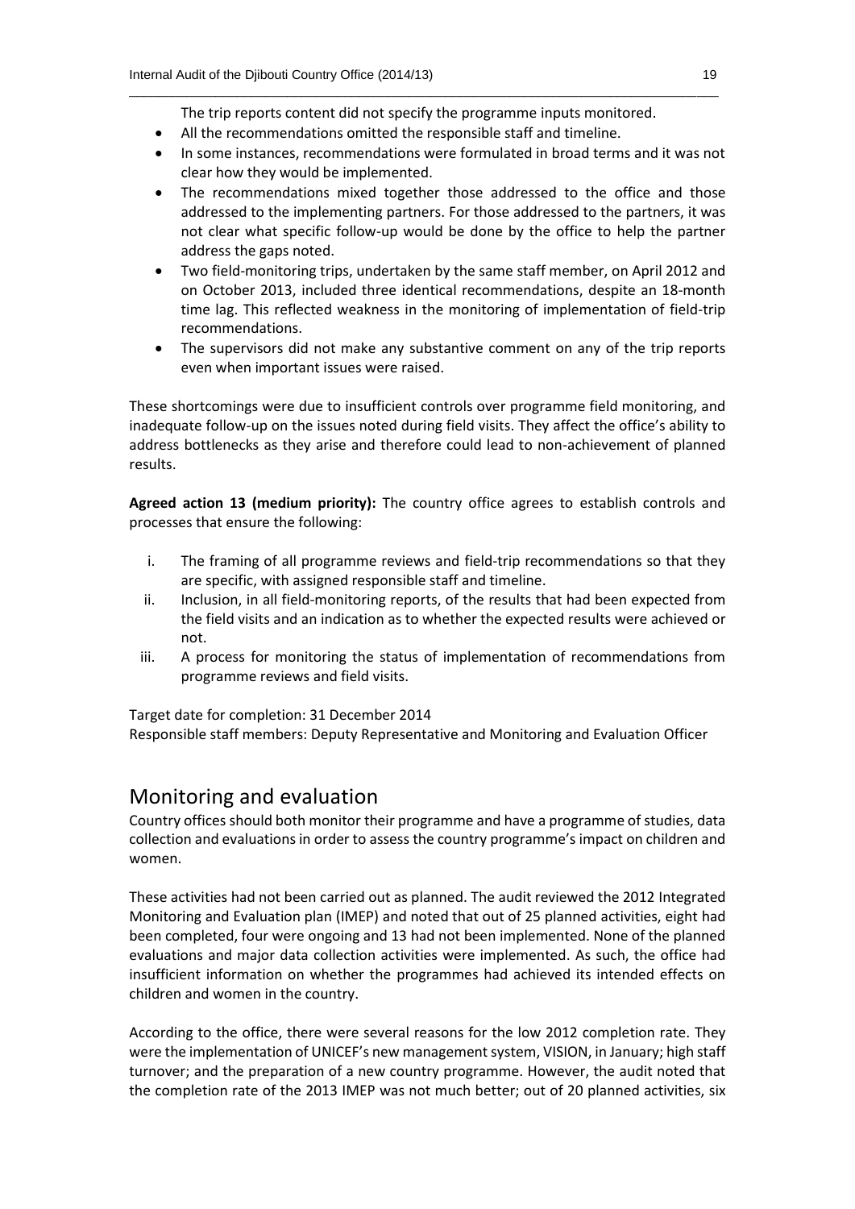The trip reports content did not specify the programme inputs monitored.

- All the recommendations omitted the responsible staff and timeline.
- In some instances, recommendations were formulated in broad terms and it was not clear how they would be implemented.
- The recommendations mixed together those addressed to the office and those addressed to the implementing partners. For those addressed to the partners, it was not clear what specific follow-up would be done by the office to help the partner address the gaps noted.
- Two field-monitoring trips, undertaken by the same staff member, on April 2012 and on October 2013, included three identical recommendations, despite an 18-month time lag. This reflected weakness in the monitoring of implementation of field-trip recommendations.
- The supervisors did not make any substantive comment on any of the trip reports even when important issues were raised.

These shortcomings were due to insufficient controls over programme field monitoring, and inadequate follow-up on the issues noted during field visits. They affect the office's ability to address bottlenecks as they arise and therefore could lead to non-achievement of planned results.

**Agreed action 13 (medium priority):** The country office agrees to establish controls and processes that ensure the following:

i. The framing of all programme reviews and field-trip recommendations so that they are specific, with assigned responsible staff and timeline.
ii. Inclusion, in all field-monitoring reports, of the results that had been expected from the field visits and an indication as to whether the expected results were achieved or not.
iii. A process for monitoring the status of implementation of recommendations from programme reviews and field visits.

Target date for completion: 31 December 2014
Responsible staff members: Deputy Representative and Monitoring and Evaluation Officer

## Monitoring and evaluation

Country offices should both monitor their programme and have a programme of studies, data collection and evaluations in order to assess the country programme's impact on children and women.

These activities had not been carried out as planned. The audit reviewed the 2012 Integrated Monitoring and Evaluation plan (IMEP) and noted that out of 25 planned activities, eight had been completed, four were ongoing and 13 had not been implemented. None of the planned evaluations and major data collection activities were implemented. As such, the office had insufficient information on whether the programmes had achieved its intended effects on children and women in the country.

According to the office, there were several reasons for the low 2012 completion rate. They were the implementation of UNICEF's new management system, VISION, in January; high staff turnover; and the preparation of a new country programme. However, the audit noted that the completion rate of the 2013 IMEP was not much better; out of 20 planned activities, six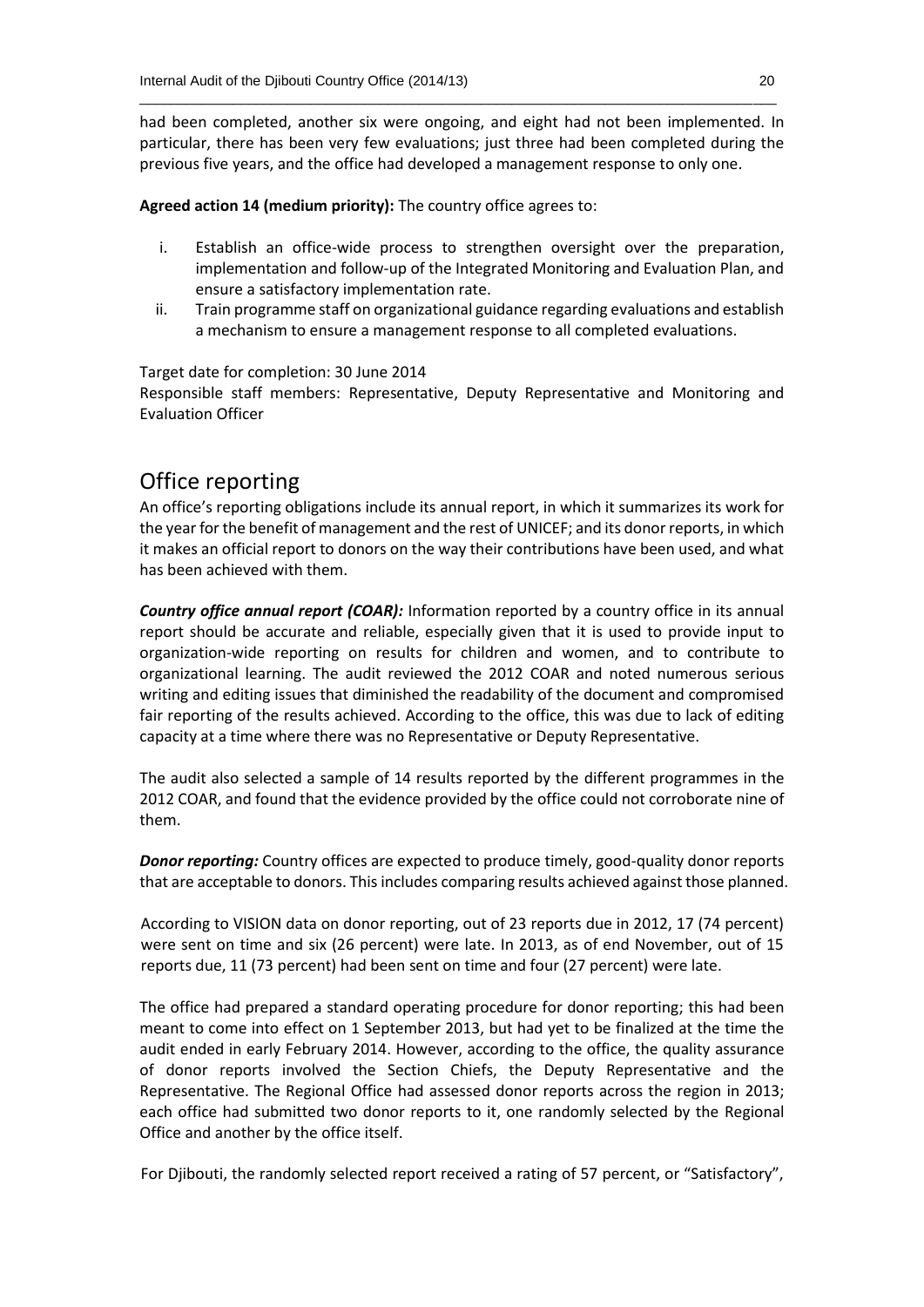had been completed, another six were ongoing, and eight had not been implemented. In particular, there has been very few evaluations; just three had been completed during the previous five years, and the office had developed a management response to only one.

**Agreed action 14 (medium priority):** The country office agrees to:

i. Establish an office-wide process to strengthen oversight over the preparation, implementation and follow-up of the Integrated Monitoring and Evaluation Plan, and ensure a satisfactory implementation rate.
ii. Train programme staff on organizational guidance regarding evaluations and establish a mechanism to ensure a management response to all completed evaluations.

Target date for completion: 30 June 2014
Responsible staff members: Representative, Deputy Representative and Monitoring and Evaluation Officer

## Office reporting

An office's reporting obligations include its annual report, in which it summarizes its work for the year for the benefit of management and the rest of UNICEF; and its donor reports, in which it makes an official report to donors on the way their contributions have been used, and what has been achieved with them.

***Country office annual report (COAR):*** Information reported by a country office in its annual report should be accurate and reliable, especially given that it is used to provide input to organization-wide reporting on results for children and women, and to contribute to organizational learning. The audit reviewed the 2012 COAR and noted numerous serious writing and editing issues that diminished the readability of the document and compromised fair reporting of the results achieved. According to the office, this was due to lack of editing capacity at a time where there was no Representative or Deputy Representative.

The audit also selected a sample of 14 results reported by the different programmes in the 2012 COAR, and found that the evidence provided by the office could not corroborate nine of them.

***Donor reporting:*** Country offices are expected to produce timely, good-quality donor reports that are acceptable to donors. This includes comparing results achieved against those planned.

According to VISION data on donor reporting, out of 23 reports due in 2012, 17 (74 percent) were sent on time and six (26 percent) were late. In 2013, as of end November, out of 15 reports due, 11 (73 percent) had been sent on time and four (27 percent) were late.

The office had prepared a standard operating procedure for donor reporting; this had been meant to come into effect on 1 September 2013, but had yet to be finalized at the time the audit ended in early February 2014. However, according to the office, the quality assurance of donor reports involved the Section Chiefs, the Deputy Representative and the Representative. The Regional Office had assessed donor reports across the region in 2013; each office had submitted two donor reports to it, one randomly selected by the Regional Office and another by the office itself.

For Djibouti, the randomly selected report received a rating of 57 percent, or "Satisfactory",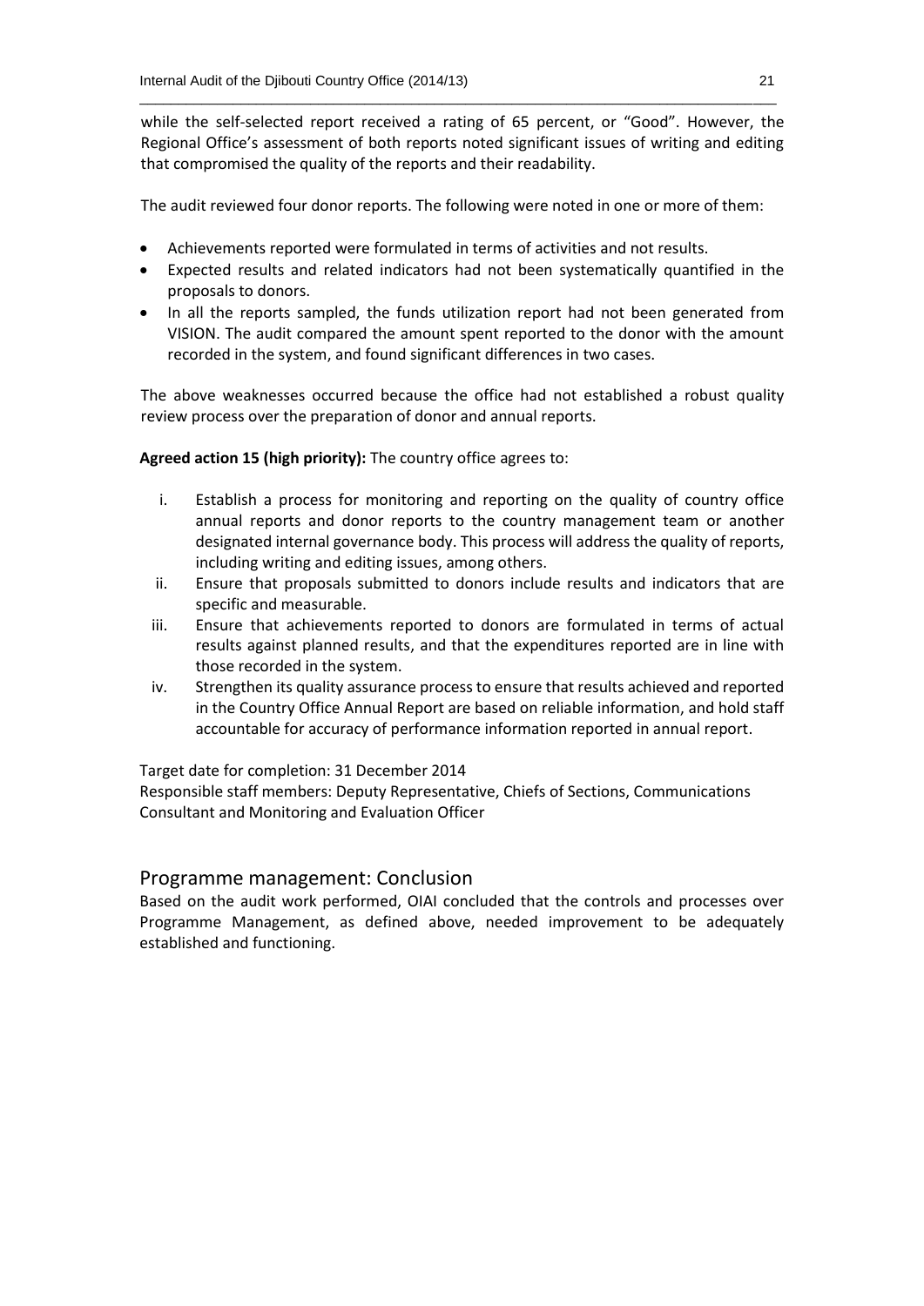while the self-selected report received a rating of 65 percent, or "Good". However, the Regional Office's assessment of both reports noted significant issues of writing and editing that compromised the quality of the reports and their readability.

The audit reviewed four donor reports. The following were noted in one or more of them:

- Achievements reported were formulated in terms of activities and not results.
- Expected results and related indicators had not been systematically quantified in the proposals to donors.
- In all the reports sampled, the funds utilization report had not been generated from VISION. The audit compared the amount spent reported to the donor with the amount recorded in the system, and found significant differences in two cases.

The above weaknesses occurred because the office had not established a robust quality review process over the preparation of donor and annual reports.

**Agreed action 15 (high priority):** The country office agrees to:

i. Establish a process for monitoring and reporting on the quality of country office annual reports and donor reports to the country management team or another designated internal governance body. This process will address the quality of reports, including writing and editing issues, among others.
ii. Ensure that proposals submitted to donors include results and indicators that are specific and measurable.
iii. Ensure that achievements reported to donors are formulated in terms of actual results against planned results, and that the expenditures reported are in line with those recorded in the system.
iv. Strengthen its quality assurance process to ensure that results achieved and reported in the Country Office Annual Report are based on reliable information, and hold staff accountable for accuracy of performance information reported in annual report.

Target date for completion: 31 December 2014
Responsible staff members: Deputy Representative, Chiefs of Sections, Communications Consultant and Monitoring and Evaluation Officer

## Programme management: Conclusion

Based on the audit work performed, OIAI concluded that the controls and processes over Programme Management, as defined above, needed improvement to be adequately established and functioning.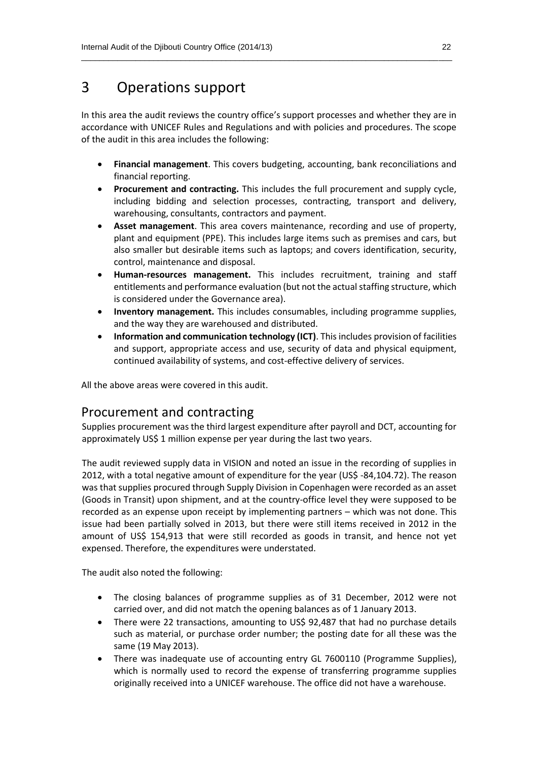# 3 Operations support

In this area the audit reviews the country office's support processes and whether they are in accordance with UNICEF Rules and Regulations and with policies and procedures. The scope of the audit in this area includes the following:

- **Financial management**. This covers budgeting, accounting, bank reconciliations and financial reporting.
- **Procurement and contracting.** This includes the full procurement and supply cycle, including bidding and selection processes, contracting, transport and delivery, warehousing, consultants, contractors and payment.
- **Asset management**. This area covers maintenance, recording and use of property, plant and equipment (PPE). This includes large items such as premises and cars, but also smaller but desirable items such as laptops; and covers identification, security, control, maintenance and disposal.
- **Human-resources management.** This includes recruitment, training and staff entitlements and performance evaluation (but not the actual staffing structure, which is considered under the Governance area).
- **Inventory management.** This includes consumables, including programme supplies, and the way they are warehoused and distributed.
- **Information and communication technology (ICT)**. This includes provision of facilities and support, appropriate access and use, security of data and physical equipment, continued availability of systems, and cost-effective delivery of services.

All the above areas were covered in this audit.

## Procurement and contracting

Supplies procurement was the third largest expenditure after payroll and DCT, accounting for approximately US$ 1 million expense per year during the last two years.

The audit reviewed supply data in VISION and noted an issue in the recording of supplies in 2012, with a total negative amount of expenditure for the year (US$ -84,104.72). The reason was that supplies procured through Supply Division in Copenhagen were recorded as an asset (Goods in Transit) upon shipment, and at the country-office level they were supposed to be recorded as an expense upon receipt by implementing partners – which was not done. This issue had been partially solved in 2013, but there were still items received in 2012 in the amount of US$ 154,913 that were still recorded as goods in transit, and hence not yet expensed. Therefore, the expenditures were understated.

The audit also noted the following:

- The closing balances of programme supplies as of 31 December, 2012 were not carried over, and did not match the opening balances as of 1 January 2013.
- There were 22 transactions, amounting to US$ 92,487 that had no purchase details such as material, or purchase order number; the posting date for all these was the same (19 May 2013).
- There was inadequate use of accounting entry GL 7600110 (Programme Supplies), which is normally used to record the expense of transferring programme supplies originally received into a UNICEF warehouse. The office did not have a warehouse.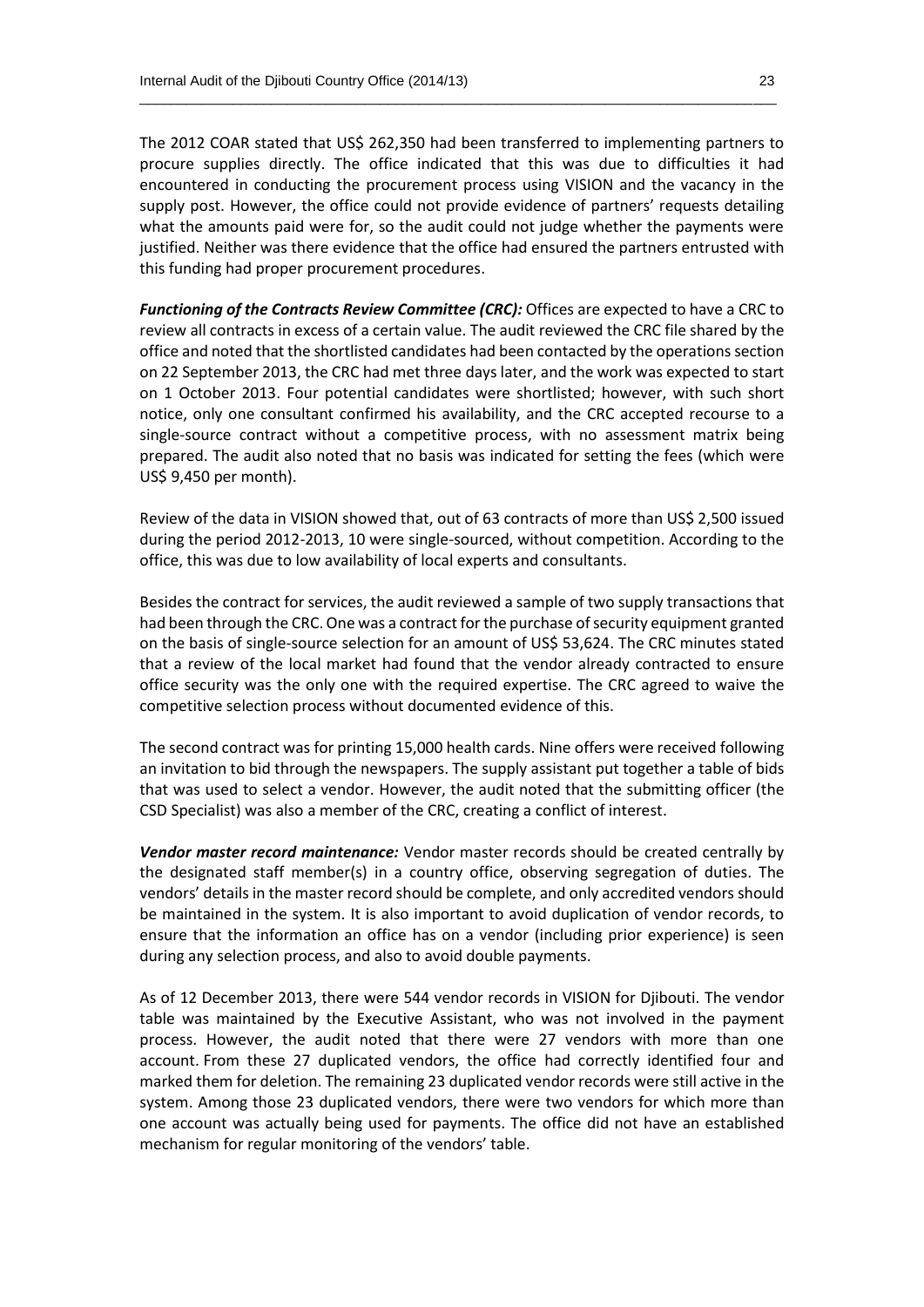The 2012 COAR stated that US$ 262,350 had been transferred to implementing partners to procure supplies directly. The office indicated that this was due to difficulties it had encountered in conducting the procurement process using VISION and the vacancy in the supply post. However, the office could not provide evidence of partners' requests detailing what the amounts paid were for, so the audit could not judge whether the payments were justified. Neither was there evidence that the office had ensured the partners entrusted with this funding had proper procurement procedures.

***Functioning of the Contracts Review Committee (CRC):*** Offices are expected to have a CRC to review all contracts in excess of a certain value. The audit reviewed the CRC file shared by the office and noted that the shortlisted candidates had been contacted by the operations section on 22 September 2013, the CRC had met three days later, and the work was expected to start on 1 October 2013. Four potential candidates were shortlisted; however, with such short notice, only one consultant confirmed his availability, and the CRC accepted recourse to a single-source contract without a competitive process, with no assessment matrix being prepared. The audit also noted that no basis was indicated for setting the fees (which were US$ 9,450 per month).

Review of the data in VISION showed that, out of 63 contracts of more than US$ 2,500 issued during the period 2012-2013, 10 were single-sourced, without competition. According to the office, this was due to low availability of local experts and consultants.

Besides the contract for services, the audit reviewed a sample of two supply transactions that had been through the CRC. One was a contract for the purchase of security equipment granted on the basis of single-source selection for an amount of US$ 53,624. The CRC minutes stated that a review of the local market had found that the vendor already contracted to ensure office security was the only one with the required expertise. The CRC agreed to waive the competitive selection process without documented evidence of this.

The second contract was for printing 15,000 health cards. Nine offers were received following an invitation to bid through the newspapers. The supply assistant put together a table of bids that was used to select a vendor. However, the audit noted that the submitting officer (the CSD Specialist) was also a member of the CRC, creating a conflict of interest.

***Vendor master record maintenance:*** Vendor master records should be created centrally by the designated staff member(s) in a country office, observing segregation of duties. The vendors' details in the master record should be complete, and only accredited vendors should be maintained in the system. It is also important to avoid duplication of vendor records, to ensure that the information an office has on a vendor (including prior experience) is seen during any selection process, and also to avoid double payments.

As of 12 December 2013, there were 544 vendor records in VISION for Djibouti. The vendor table was maintained by the Executive Assistant, who was not involved in the payment process. However, the audit noted that there were 27 vendors with more than one account. From these 27 duplicated vendors, the office had correctly identified four and marked them for deletion. The remaining 23 duplicated vendor records were still active in the system. Among those 23 duplicated vendors, there were two vendors for which more than one account was actually being used for payments. The office did not have an established mechanism for regular monitoring of the vendors' table.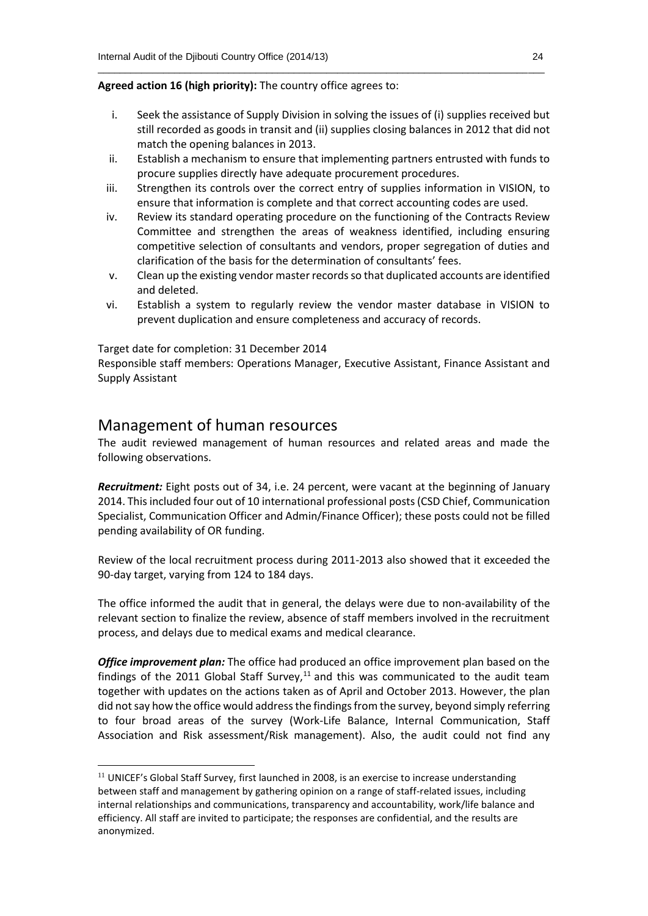**Agreed action 16 (high priority):** The country office agrees to:

i. Seek the assistance of Supply Division in solving the issues of (i) supplies received but still recorded as goods in transit and (ii) supplies closing balances in 2012 that did not match the opening balances in 2013.
ii. Establish a mechanism to ensure that implementing partners entrusted with funds to procure supplies directly have adequate procurement procedures.
iii. Strengthen its controls over the correct entry of supplies information in VISION, to ensure that information is complete and that correct accounting codes are used.
iv. Review its standard operating procedure on the functioning of the Contracts Review Committee and strengthen the areas of weakness identified, including ensuring competitive selection of consultants and vendors, proper segregation of duties and clarification of the basis for the determination of consultants' fees.
v. Clean up the existing vendor master records so that duplicated accounts are identified and deleted.
vi. Establish a system to regularly review the vendor master database in VISION to prevent duplication and ensure completeness and accuracy of records.

Target date for completion: 31 December 2014
Responsible staff members: Operations Manager, Executive Assistant, Finance Assistant and Supply Assistant

## Management of human resources

The audit reviewed management of human resources and related areas and made the following observations.

***Recruitment:*** Eight posts out of 34, i.e. 24 percent, were vacant at the beginning of January 2014. This included four out of 10 international professional posts (CSD Chief, Communication Specialist, Communication Officer and Admin/Finance Officer); these posts could not be filled pending availability of OR funding.

Review of the local recruitment process during 2011-2013 also showed that it exceeded the 90-day target, varying from 124 to 184 days.

The office informed the audit that in general, the delays were due to non-availability of the relevant section to finalize the review, absence of staff members involved in the recruitment process, and delays due to medical exams and medical clearance.

***Office improvement plan:*** The office had produced an office improvement plan based on the findings of the 2011 Global Staff Survey,[11] and this was communicated to the audit team together with updates on the actions taken as of April and October 2013. However, the plan did not say how the office would address the findings from the survey, beyond simply referring to four broad areas of the survey (Work-Life Balance, Internal Communication, Staff Association and Risk assessment/Risk management). Also, the audit could not find any

[11] UNICEF's Global Staff Survey, first launched in 2008, is an exercise to increase understanding between staff and management by gathering opinion on a range of staff-related issues, including internal relationships and communications, transparency and accountability, work/life balance and efficiency. All staff are invited to participate; the responses are confidential, and the results are anonymized.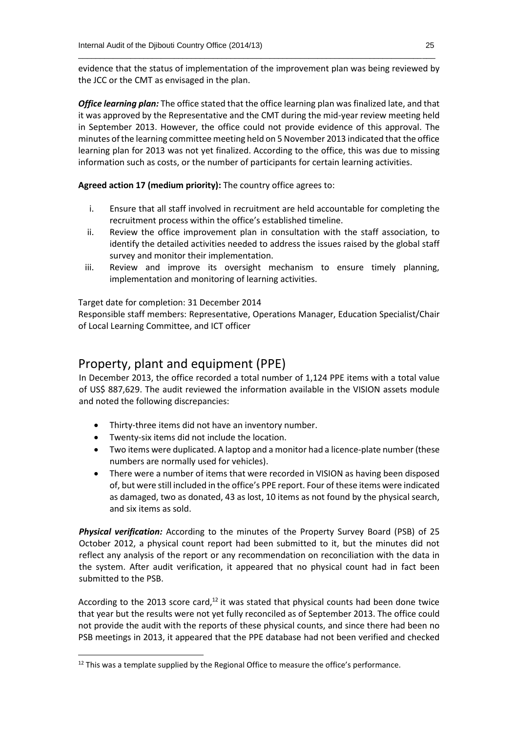evidence that the status of implementation of the improvement plan was being reviewed by the JCC or the CMT as envisaged in the plan.

***Office learning plan:*** The office stated that the office learning plan was finalized late, and that it was approved by the Representative and the CMT during the mid-year review meeting held in September 2013. However, the office could not provide evidence of this approval. The minutes of the learning committee meeting held on 5 November 2013 indicated that the office learning plan for 2013 was not yet finalized. According to the office, this was due to missing information such as costs, or the number of participants for certain learning activities.

**Agreed action 17 (medium priority):** The country office agrees to:

i. Ensure that all staff involved in recruitment are held accountable for completing the recruitment process within the office's established timeline.
ii. Review the office improvement plan in consultation with the staff association, to identify the detailed activities needed to address the issues raised by the global staff survey and monitor their implementation.
iii. Review and improve its oversight mechanism to ensure timely planning, implementation and monitoring of learning activities.

Target date for completion: 31 December 2014
Responsible staff members: Representative, Operations Manager, Education Specialist/Chair of Local Learning Committee, and ICT officer

## Property, plant and equipment (PPE)

In December 2013, the office recorded a total number of 1,124 PPE items with a total value of US$ 887,629. The audit reviewed the information available in the VISION assets module and noted the following discrepancies:

- Thirty-three items did not have an inventory number.
- Twenty-six items did not include the location.
- Two items were duplicated. A laptop and a monitor had a licence-plate number (these numbers are normally used for vehicles).
- There were a number of items that were recorded in VISION as having been disposed of, but were still included in the office's PPE report. Four of these items were indicated as damaged, two as donated, 43 as lost, 10 items as not found by the physical search, and six items as sold.

***Physical verification:*** According to the minutes of the Property Survey Board (PSB) of 25 October 2012, a physical count report had been submitted to it, but the minutes did not reflect any analysis of the report or any recommendation on reconciliation with the data in the system. After audit verification, it appeared that no physical count had in fact been submitted to the PSB.

According to the 2013 score card,[12] it was stated that physical counts had been done twice that year but the results were not yet fully reconciled as of September 2013. The office could not provide the audit with the reports of these physical counts, and since there had been no PSB meetings in 2013, it appeared that the PPE database had not been verified and checked

[12] This was a template supplied by the Regional Office to measure the office's performance.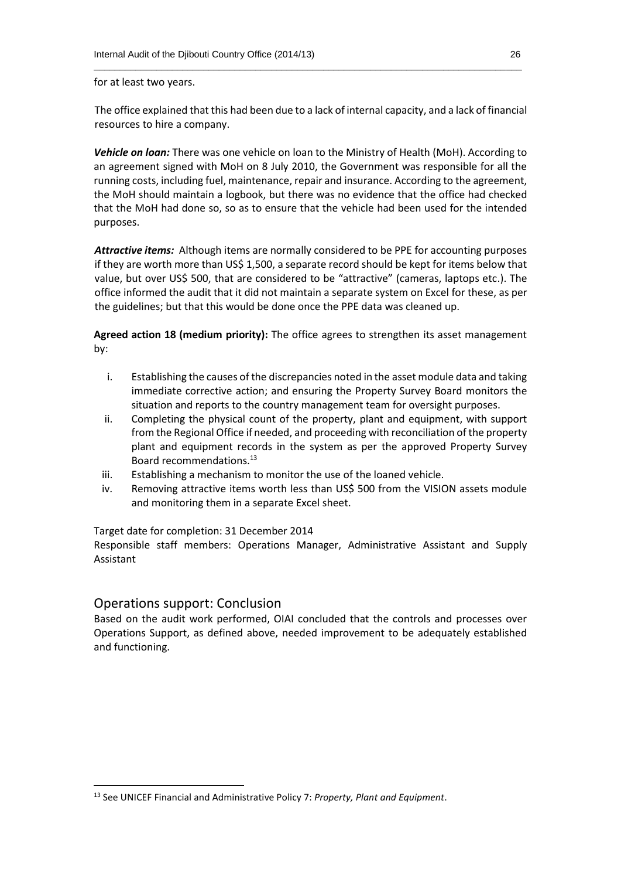for at least two years.

The office explained that this had been due to a lack of internal capacity, and a lack of financial resources to hire a company.

***Vehicle on loan:*** There was one vehicle on loan to the Ministry of Health (MoH). According to an agreement signed with MoH on 8 July 2010, the Government was responsible for all the running costs, including fuel, maintenance, repair and insurance. According to the agreement, the MoH should maintain a logbook, but there was no evidence that the office had checked that the MoH had done so, so as to ensure that the vehicle had been used for the intended purposes.

***Attractive items:*** Although items are normally considered to be PPE for accounting purposes if they are worth more than US$ 1,500, a separate record should be kept for items below that value, but over US$ 500, that are considered to be "attractive" (cameras, laptops etc.). The office informed the audit that it did not maintain a separate system on Excel for these, as per the guidelines; but that this would be done once the PPE data was cleaned up.

**Agreed action 18 (medium priority):** The office agrees to strengthen its asset management by:

i. Establishing the causes of the discrepancies noted in the asset module data and taking immediate corrective action; and ensuring the Property Survey Board monitors the situation and reports to the country management team for oversight purposes.
ii. Completing the physical count of the property, plant and equipment, with support from the Regional Office if needed, and proceeding with reconciliation of the property plant and equipment records in the system as per the approved Property Survey Board recommendations.[13]
iii. Establishing a mechanism to monitor the use of the loaned vehicle.
iv. Removing attractive items worth less than US$ 500 from the VISION assets module and monitoring them in a separate Excel sheet.

Target date for completion: 31 December 2014
Responsible staff members: Operations Manager, Administrative Assistant and Supply Assistant

## Operations support: Conclusion

Based on the audit work performed, OIAI concluded that the controls and processes over Operations Support, as defined above, needed improvement to be adequately established and functioning.

[13] See UNICEF Financial and Administrative Policy 7: *Property, Plant and Equipment*.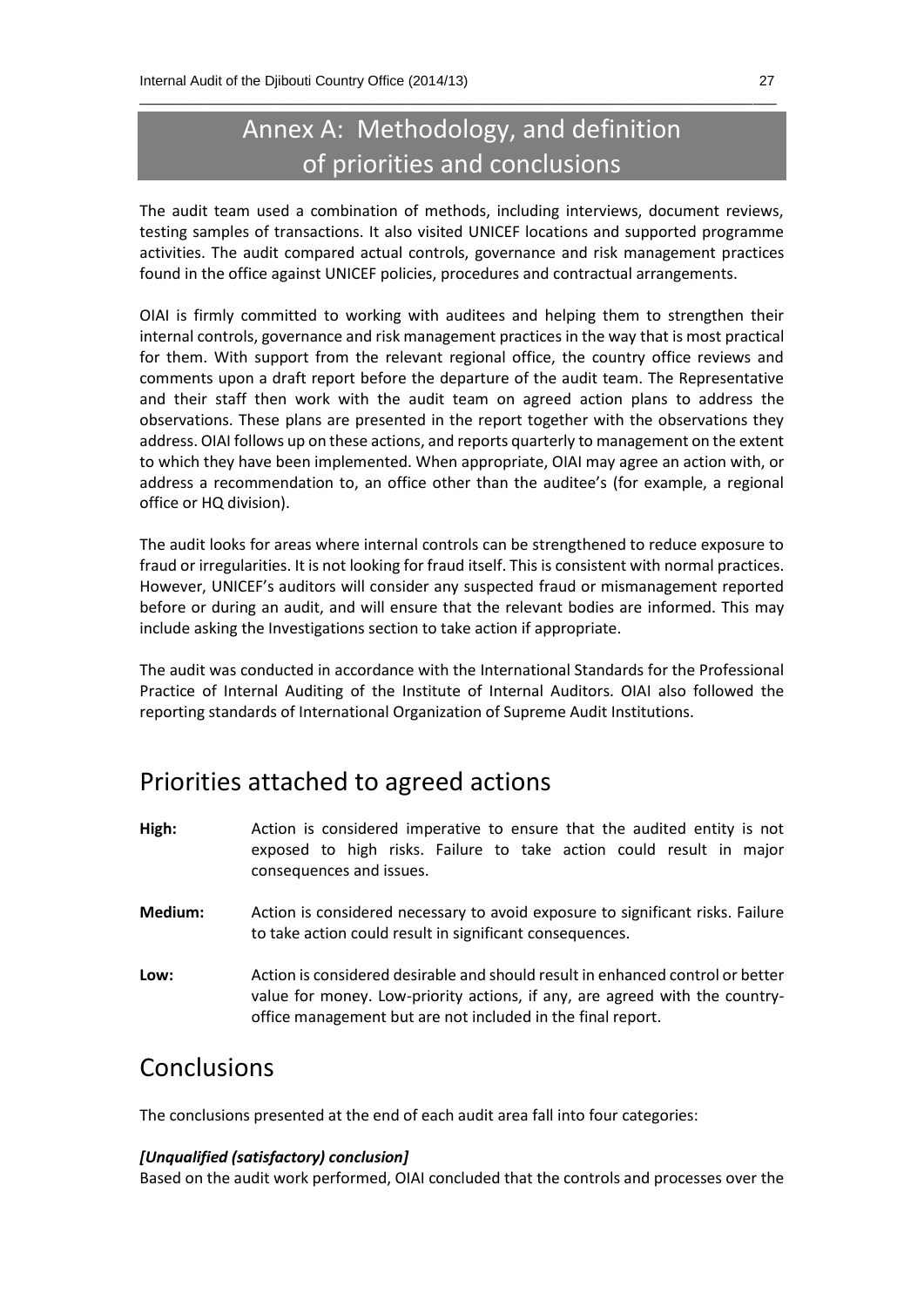# Annex A: Methodology, and definition of priorities and conclusions

The audit team used a combination of methods, including interviews, document reviews, testing samples of transactions. It also visited UNICEF locations and supported programme activities. The audit compared actual controls, governance and risk management practices found in the office against UNICEF policies, procedures and contractual arrangements.

OIAI is firmly committed to working with auditees and helping them to strengthen their internal controls, governance and risk management practices in the way that is most practical for them. With support from the relevant regional office, the country office reviews and comments upon a draft report before the departure of the audit team. The Representative and their staff then work with the audit team on agreed action plans to address the observations. These plans are presented in the report together with the observations they address. OIAI follows up on these actions, and reports quarterly to management on the extent to which they have been implemented. When appropriate, OIAI may agree an action with, or address a recommendation to, an office other than the auditee's (for example, a regional office or HQ division).

The audit looks for areas where internal controls can be strengthened to reduce exposure to fraud or irregularities. It is not looking for fraud itself. This is consistent with normal practices. However, UNICEF's auditors will consider any suspected fraud or mismanagement reported before or during an audit, and will ensure that the relevant bodies are informed. This may include asking the Investigations section to take action if appropriate.

The audit was conducted in accordance with the International Standards for the Professional Practice of Internal Auditing of the Institute of Internal Auditors. OIAI also followed the reporting standards of International Organization of Supreme Audit Institutions.

## Priorities attached to agreed actions

**High:** Action is considered imperative to ensure that the audited entity is not exposed to high risks. Failure to take action could result in major consequences and issues.

**Medium:** Action is considered necessary to avoid exposure to significant risks. Failure to take action could result in significant consequences.

**Low:** Action is considered desirable and should result in enhanced control or better value for money. Low-priority actions, if any, are agreed with the country-office management but are not included in the final report.

## Conclusions

The conclusions presented at the end of each audit area fall into four categories:

***[Unqualified (satisfactory) conclusion]***

Based on the audit work performed, OIAI concluded that the controls and processes over the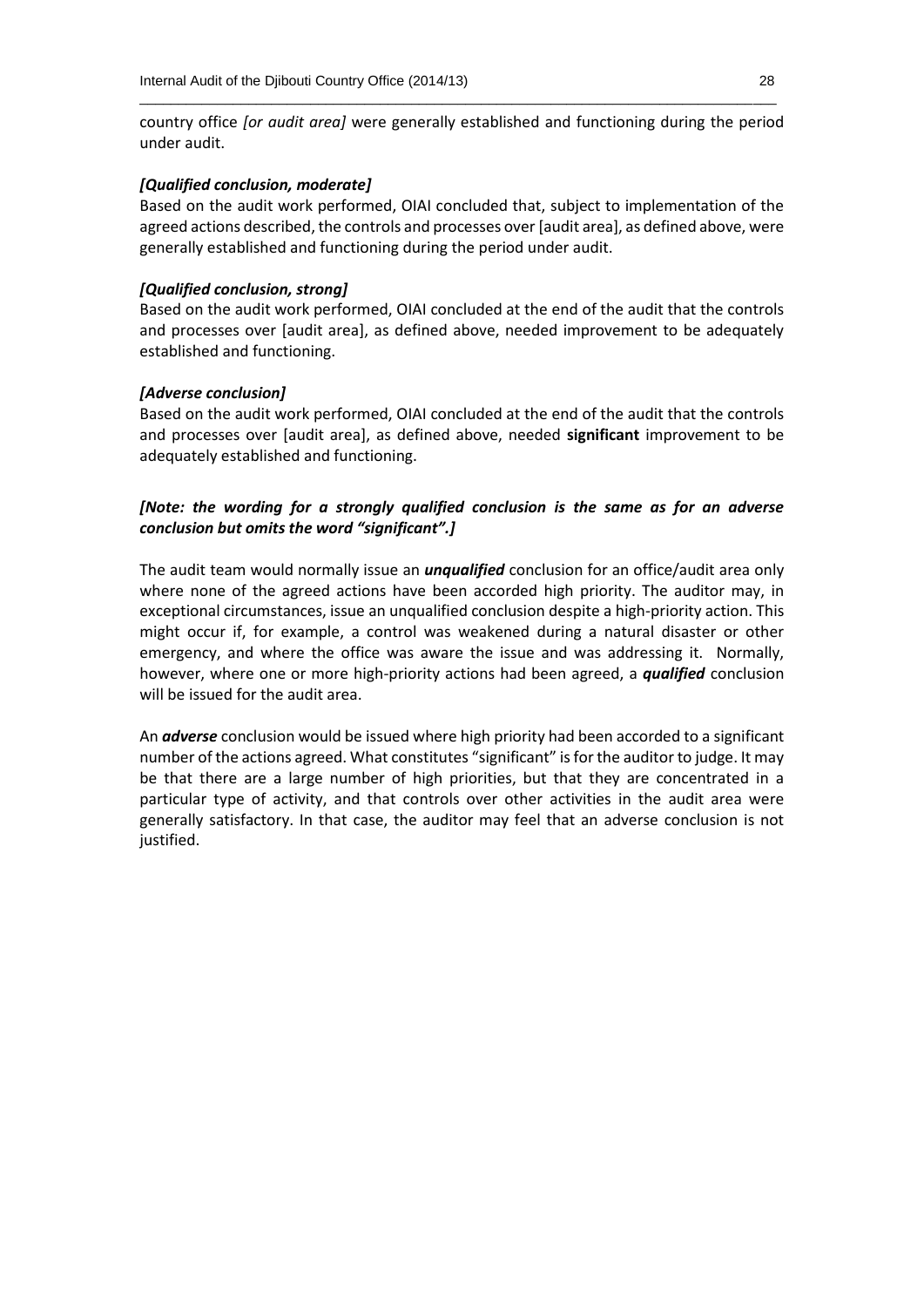country office *[or audit area]* were generally established and functioning during the period under audit.

***[Qualified conclusion, moderate]***

Based on the audit work performed, OIAI concluded that, subject to implementation of the agreed actions described, the controls and processes over [audit area], as defined above, were generally established and functioning during the period under audit.

***[Qualified conclusion, strong]***

Based on the audit work performed, OIAI concluded at the end of the audit that the controls and processes over [audit area], as defined above, needed improvement to be adequately established and functioning.

***[Adverse conclusion]***

Based on the audit work performed, OIAI concluded at the end of the audit that the controls and processes over [audit area], as defined above, needed **significant** improvement to be adequately established and functioning.

***[Note: the wording for a strongly qualified conclusion is the same as for an adverse conclusion but omits the word "significant".]***

The audit team would normally issue an ***unqualified*** conclusion for an office/audit area only where none of the agreed actions have been accorded high priority. The auditor may, in exceptional circumstances, issue an unqualified conclusion despite a high-priority action. This might occur if, for example, a control was weakened during a natural disaster or other emergency, and where the office was aware the issue and was addressing it. Normally, however, where one or more high-priority actions had been agreed, a ***qualified*** conclusion will be issued for the audit area.

An ***adverse*** conclusion would be issued where high priority had been accorded to a significant number of the actions agreed. What constitutes "significant" is for the auditor to judge. It may be that there are a large number of high priorities, but that they are concentrated in a particular type of activity, and that controls over other activities in the audit area were generally satisfactory. In that case, the auditor may feel that an adverse conclusion is not justified.